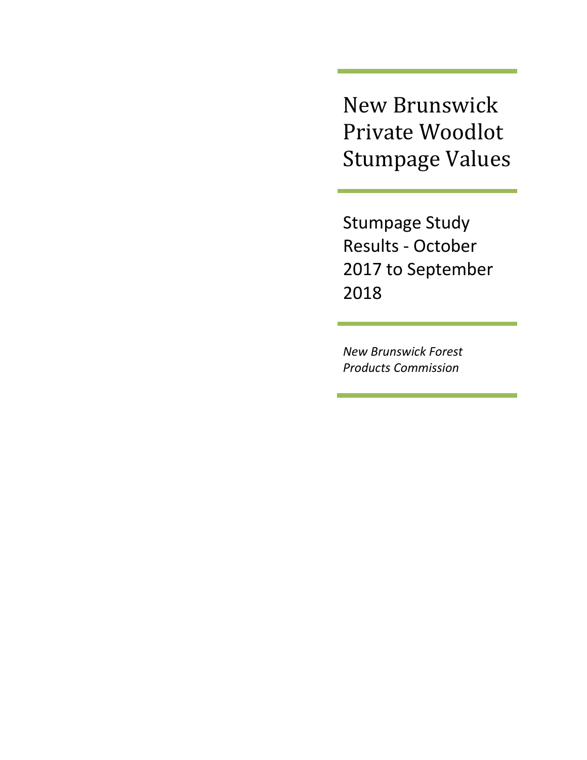# New Brunswick Private Woodlot Stumpage Values

## Stumpage Study Results - October 2017 to September 2018

*New Brunswick Forest Products Commission*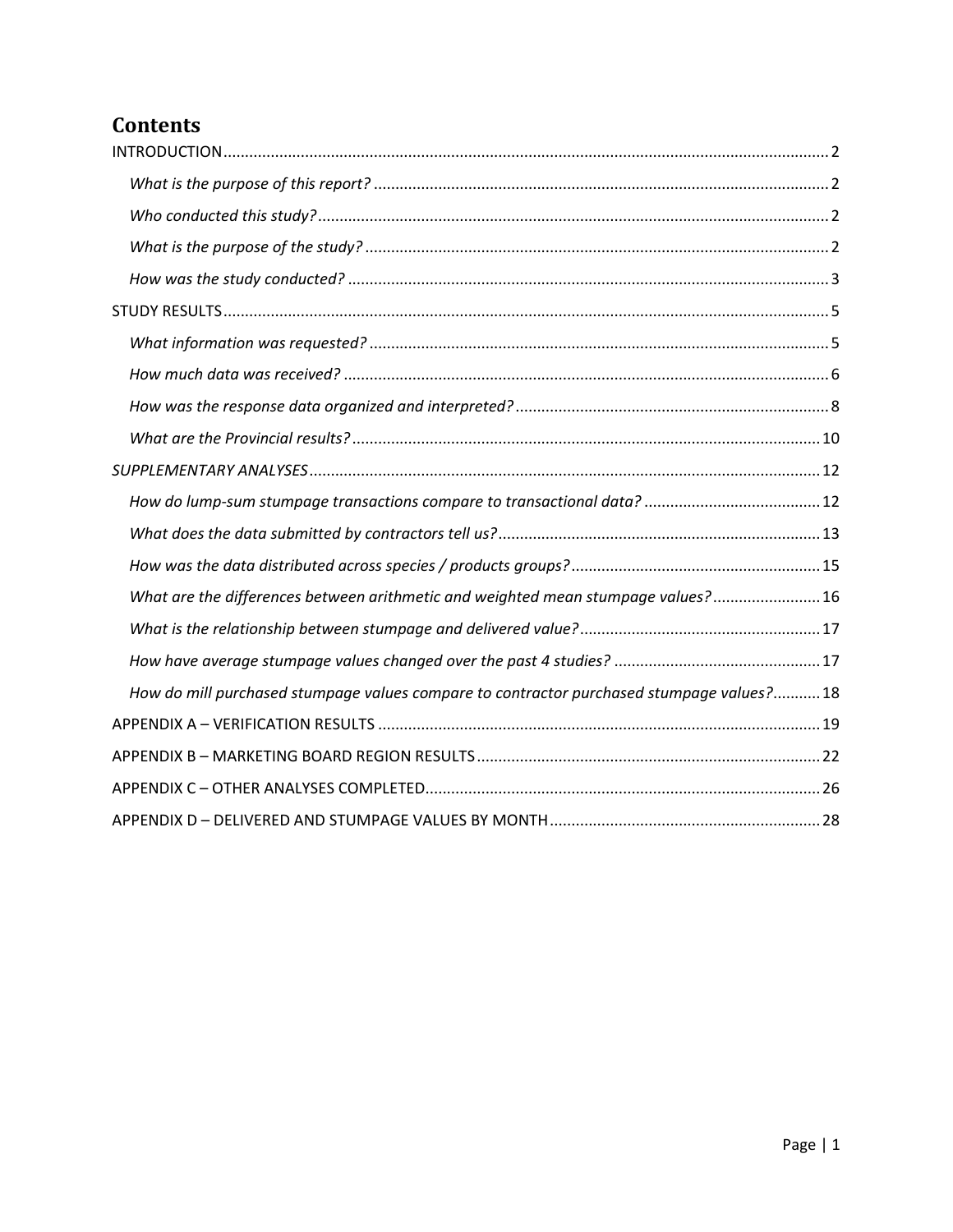# Contents

INTRODUCTION ... 2

*What is the purpose of this report?* ... 2

*Who conducted this study?* ... 2

*What is the purpose of the study?* ... 2

*How was the study conducted?* ... 3

STUDY RESULTS ... 5

*What information was requested?* ... 5

*How much data was received?* ... 6

*How was the response data organized and interpreted?* ... 8

*What are the Provincial results?* ... 10

*SUPPLEMENTARY ANALYSES* ... 12

*How do lump-sum stumpage transactions compare to transactional data?* ... 12

*What does the data submitted by contractors tell us?* ... 13

*How was the data distributed across species / products groups?* ... 15

*What are the differences between arithmetic and weighted mean stumpage values?* ... 16

*What is the relationship between stumpage and delivered value?* ... 17

*How have average stumpage values changed over the past 4 studies?* ... 17

*How do mill purchased stumpage values compare to contractor purchased stumpage values?* ... 18

APPENDIX A – VERIFICATION RESULTS ... 19

APPENDIX B – MARKETING BOARD REGION RESULTS ... 22

APPENDIX C – OTHER ANALYSES COMPLETED ... 26

APPENDIX D – DELIVERED AND STUMPAGE VALUES BY MONTH ... 28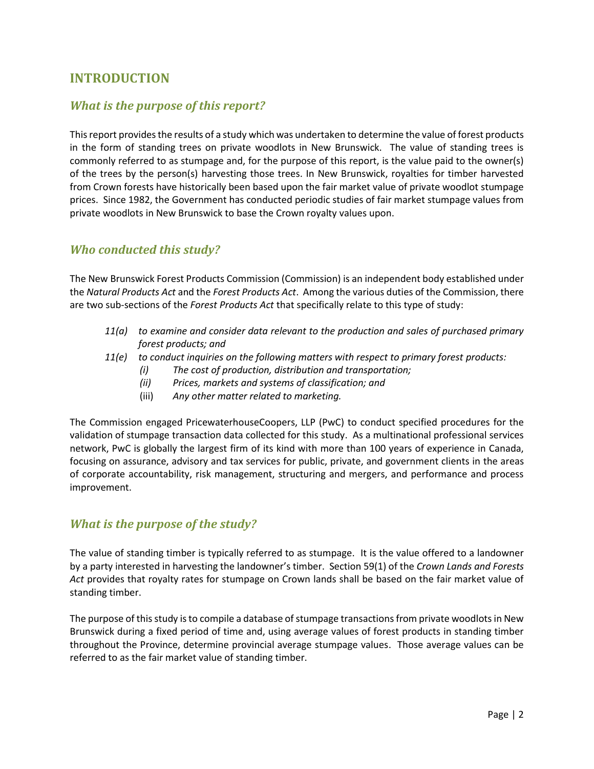## INTRODUCTION

### *What is the purpose of this report?*

This report provides the results of a study which was undertaken to determine the value of forest products in the form of standing trees on private woodlots in New Brunswick. The value of standing trees is commonly referred to as stumpage and, for the purpose of this report, is the value paid to the owner(s) of the trees by the person(s) harvesting those trees. In New Brunswick, royalties for timber harvested from Crown forests have historically been based upon the fair market value of private woodlot stumpage prices. Since 1982, the Government has conducted periodic studies of fair market stumpage values from private woodlots in New Brunswick to base the Crown royalty values upon.

### *Who conducted this study?*

The New Brunswick Forest Products Commission (Commission) is an independent body established under the *Natural Products Act* and the *Forest Products Act*. Among the various duties of the Commission, there are two sub-sections of the *Forest Products Act* that specifically relate to this type of study:

- *11(a) to examine and consider data relevant to the production and sales of purchased primary forest products; and*
- *11(e) to conduct inquiries on the following matters with respect to primary forest products:*
  - *(i) The cost of production, distribution and transportation;*
  - *(ii) Prices, markets and systems of classification; and*
  - (iii) *Any other matter related to marketing.*

The Commission engaged PricewaterhouseCoopers, LLP (PwC) to conduct specified procedures for the validation of stumpage transaction data collected for this study. As a multinational professional services network, PwC is globally the largest firm of its kind with more than 100 years of experience in Canada, focusing on assurance, advisory and tax services for public, private, and government clients in the areas of corporate accountability, risk management, structuring and mergers, and performance and process improvement.

### *What is the purpose of the study?*

The value of standing timber is typically referred to as stumpage. It is the value offered to a landowner by a party interested in harvesting the landowner's timber. Section 59(1) of the *Crown Lands and Forests Act* provides that royalty rates for stumpage on Crown lands shall be based on the fair market value of standing timber.

The purpose of this study is to compile a database of stumpage transactions from private woodlots in New Brunswick during a fixed period of time and, using average values of forest products in standing timber throughout the Province, determine provincial average stumpage values. Those average values can be referred to as the fair market value of standing timber.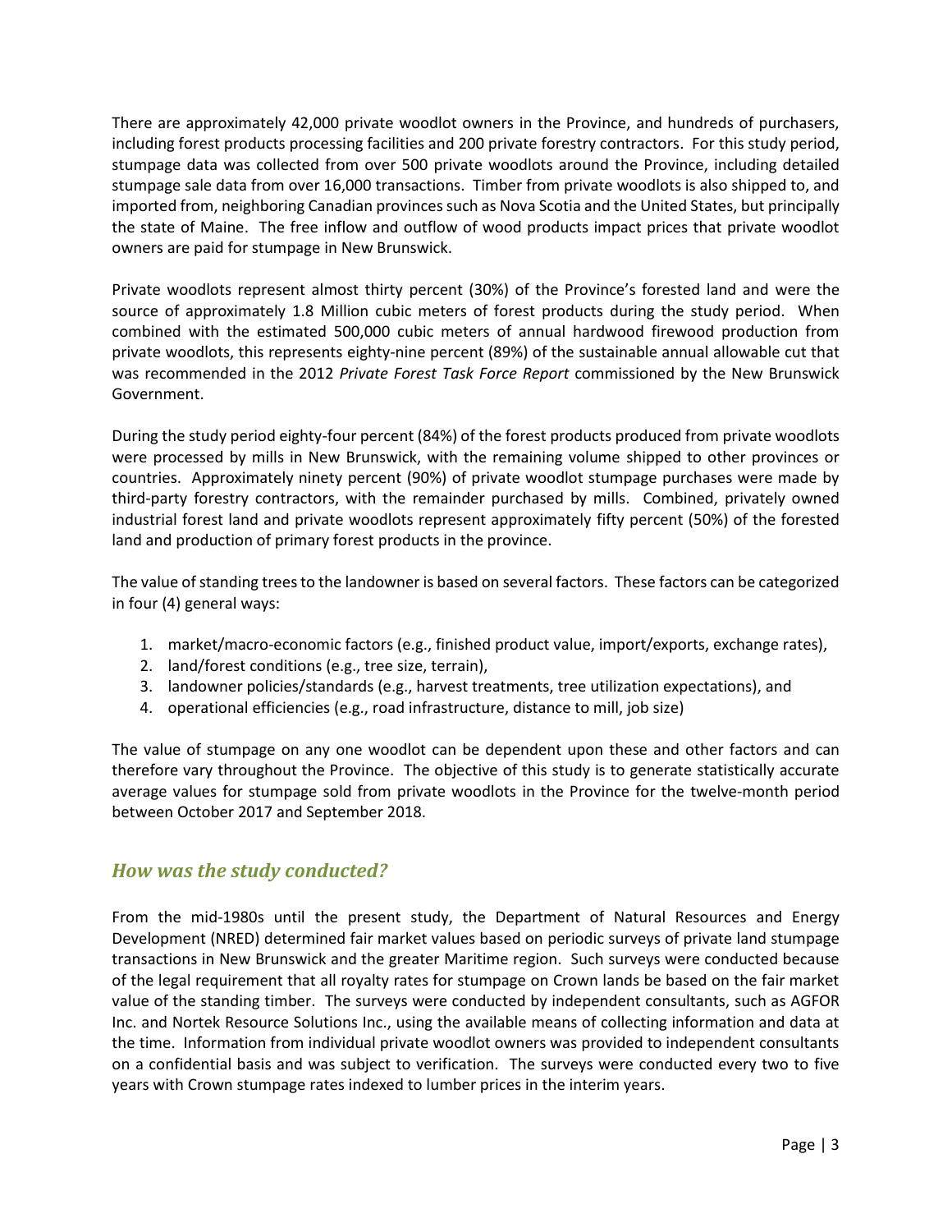There are approximately 42,000 private woodlot owners in the Province, and hundreds of purchasers, including forest products processing facilities and 200 private forestry contractors. For this study period, stumpage data was collected from over 500 private woodlots around the Province, including detailed stumpage sale data from over 16,000 transactions. Timber from private woodlots is also shipped to, and imported from, neighboring Canadian provinces such as Nova Scotia and the United States, but principally the state of Maine. The free inflow and outflow of wood products impact prices that private woodlot owners are paid for stumpage in New Brunswick.

Private woodlots represent almost thirty percent (30%) of the Province's forested land and were the source of approximately 1.8 Million cubic meters of forest products during the study period. When combined with the estimated 500,000 cubic meters of annual hardwood firewood production from private woodlots, this represents eighty-nine percent (89%) of the sustainable annual allowable cut that was recommended in the 2012 *Private Forest Task Force Report* commissioned by the New Brunswick Government.

During the study period eighty-four percent (84%) of the forest products produced from private woodlots were processed by mills in New Brunswick, with the remaining volume shipped to other provinces or countries. Approximately ninety percent (90%) of private woodlot stumpage purchases were made by third-party forestry contractors, with the remainder purchased by mills. Combined, privately owned industrial forest land and private woodlots represent approximately fifty percent (50%) of the forested land and production of primary forest products in the province.

The value of standing trees to the landowner is based on several factors. These factors can be categorized in four (4) general ways:

1. market/macro-economic factors (e.g., finished product value, import/exports, exchange rates),
2. land/forest conditions (e.g., tree size, terrain),
3. landowner policies/standards (e.g., harvest treatments, tree utilization expectations), and
4. operational efficiencies (e.g., road infrastructure, distance to mill, job size)

The value of stumpage on any one woodlot can be dependent upon these and other factors and can therefore vary throughout the Province. The objective of this study is to generate statistically accurate average values for stumpage sold from private woodlots in the Province for the twelve-month period between October 2017 and September 2018.

## *How was the study conducted?*

From the mid-1980s until the present study, the Department of Natural Resources and Energy Development (NRED) determined fair market values based on periodic surveys of private land stumpage transactions in New Brunswick and the greater Maritime region. Such surveys were conducted because of the legal requirement that all royalty rates for stumpage on Crown lands be based on the fair market value of the standing timber. The surveys were conducted by independent consultants, such as AGFOR Inc. and Nortek Resource Solutions Inc., using the available means of collecting information and data at the time. Information from individual private woodlot owners was provided to independent consultants on a confidential basis and was subject to verification. The surveys were conducted every two to five years with Crown stumpage rates indexed to lumber prices in the interim years.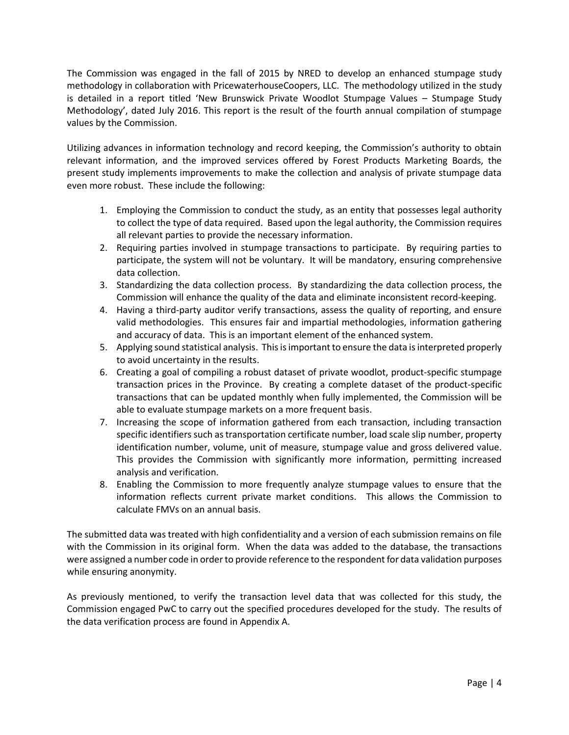The Commission was engaged in the fall of 2015 by NRED to develop an enhanced stumpage study methodology in collaboration with PricewaterhouseCoopers, LLC. The methodology utilized in the study is detailed in a report titled 'New Brunswick Private Woodlot Stumpage Values – Stumpage Study Methodology', dated July 2016. This report is the result of the fourth annual compilation of stumpage values by the Commission.

Utilizing advances in information technology and record keeping, the Commission's authority to obtain relevant information, and the improved services offered by Forest Products Marketing Boards, the present study implements improvements to make the collection and analysis of private stumpage data even more robust. These include the following:

1. Employing the Commission to conduct the study, as an entity that possesses legal authority to collect the type of data required. Based upon the legal authority, the Commission requires all relevant parties to provide the necessary information.
2. Requiring parties involved in stumpage transactions to participate. By requiring parties to participate, the system will not be voluntary. It will be mandatory, ensuring comprehensive data collection.
3. Standardizing the data collection process. By standardizing the data collection process, the Commission will enhance the quality of the data and eliminate inconsistent record-keeping.
4. Having a third-party auditor verify transactions, assess the quality of reporting, and ensure valid methodologies. This ensures fair and impartial methodologies, information gathering and accuracy of data. This is an important element of the enhanced system.
5. Applying sound statistical analysis. This is important to ensure the data is interpreted properly to avoid uncertainty in the results.
6. Creating a goal of compiling a robust dataset of private woodlot, product-specific stumpage transaction prices in the Province. By creating a complete dataset of the product-specific transactions that can be updated monthly when fully implemented, the Commission will be able to evaluate stumpage markets on a more frequent basis.
7. Increasing the scope of information gathered from each transaction, including transaction specific identifiers such as transportation certificate number, load scale slip number, property identification number, volume, unit of measure, stumpage value and gross delivered value. This provides the Commission with significantly more information, permitting increased analysis and verification.
8. Enabling the Commission to more frequently analyze stumpage values to ensure that the information reflects current private market conditions. This allows the Commission to calculate FMVs on an annual basis.

The submitted data was treated with high confidentiality and a version of each submission remains on file with the Commission in its original form. When the data was added to the database, the transactions were assigned a number code in order to provide reference to the respondent for data validation purposes while ensuring anonymity.

As previously mentioned, to verify the transaction level data that was collected for this study, the Commission engaged PwC to carry out the specified procedures developed for the study. The results of the data verification process are found in Appendix A.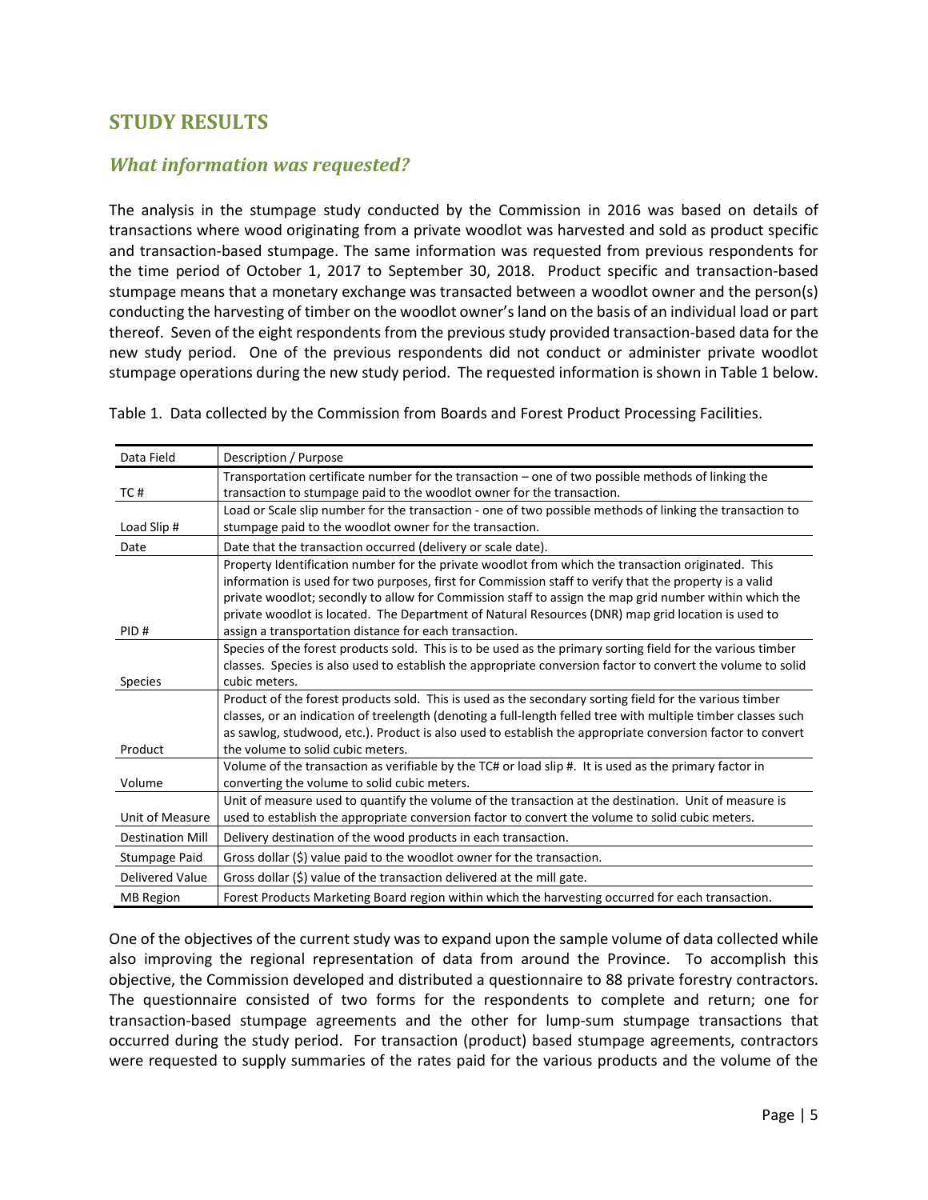## STUDY RESULTS

### *What information was requested?*

The analysis in the stumpage study conducted by the Commission in 2016 was based on details of transactions where wood originating from a private woodlot was harvested and sold as product specific and transaction-based stumpage. The same information was requested from previous respondents for the time period of October 1, 2017 to September 30, 2018. Product specific and transaction-based stumpage means that a monetary exchange was transacted between a woodlot owner and the person(s) conducting the harvesting of timber on the woodlot owner's land on the basis of an individual load or part thereof. Seven of the eight respondents from the previous study provided transaction-based data for the new study period. One of the previous respondents did not conduct or administer private woodlot stumpage operations during the new study period. The requested information is shown in Table 1 below.

Table 1. Data collected by the Commission from Boards and Forest Product Processing Facilities.

| Data Field | Description / Purpose |
|---|---|
| TC # | Transportation certificate number for the transaction – one of two possible methods of linking the transaction to stumpage paid to the woodlot owner for the transaction. |
| Load Slip # | Load or Scale slip number for the transaction - one of two possible methods of linking the transaction to stumpage paid to the woodlot owner for the transaction. |
| Date | Date that the transaction occurred (delivery or scale date). |
| PID # | Property Identification number for the private woodlot from which the transaction originated. This information is used for two purposes, first for Commission staff to verify that the property is a valid private woodlot; secondly to allow for Commission staff to assign the map grid number within which the private woodlot is located. The Department of Natural Resources (DNR) map grid location is used to assign a transportation distance for each transaction. |
| Species | Species of the forest products sold. This is to be used as the primary sorting field for the various timber classes. Species is also used to establish the appropriate conversion factor to convert the volume to solid cubic meters. |
| Product | Product of the forest products sold. This is used as the secondary sorting field for the various timber classes, or an indication of treelength (denoting a full-length felled tree with multiple timber classes such as sawlog, studwood, etc.). Product is also used to establish the appropriate conversion factor to convert the volume to solid cubic meters. |
| Volume | Volume of the transaction as verifiable by the TC# or load slip #. It is used as the primary factor in converting the volume to solid cubic meters. |
| Unit of Measure | Unit of measure used to quantify the volume of the transaction at the destination. Unit of measure is used to establish the appropriate conversion factor to convert the volume to solid cubic meters. |
| Destination Mill | Delivery destination of the wood products in each transaction. |
| Stumpage Paid | Gross dollar ($) value paid to the woodlot owner for the transaction. |
| Delivered Value | Gross dollar ($) value of the transaction delivered at the mill gate. |
| MB Region | Forest Products Marketing Board region within which the harvesting occurred for each transaction. |

One of the objectives of the current study was to expand upon the sample volume of data collected while also improving the regional representation of data from around the Province. To accomplish this objective, the Commission developed and distributed a questionnaire to 88 private forestry contractors. The questionnaire consisted of two forms for the respondents to complete and return; one for transaction-based stumpage agreements and the other for lump-sum stumpage transactions that occurred during the study period. For transaction (product) based stumpage agreements, contractors were requested to supply summaries of the rates paid for the various products and the volume of the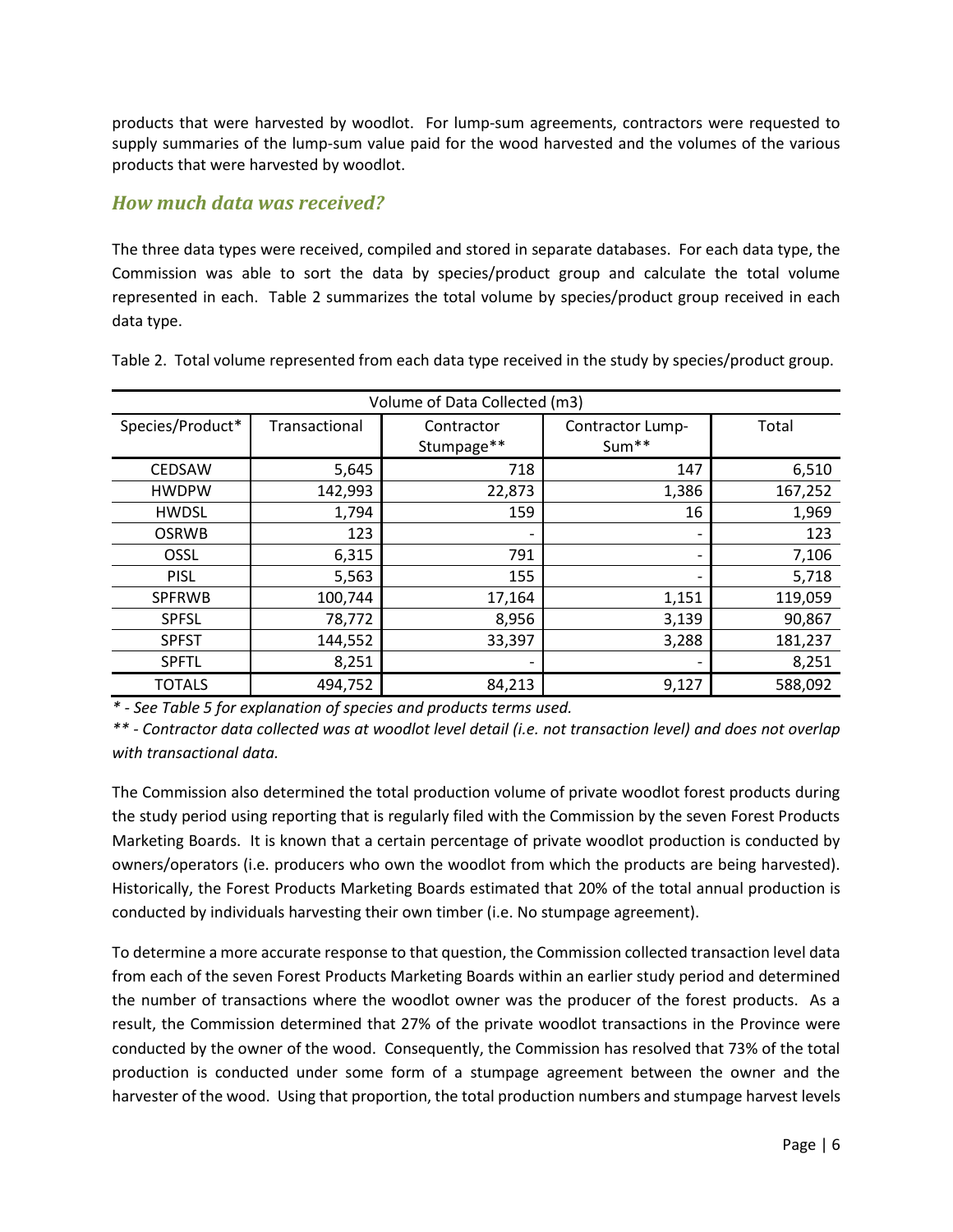products that were harvested by woodlot. For lump-sum agreements, contractors were requested to supply summaries of the lump-sum value paid for the wood harvested and the volumes of the various products that were harvested by woodlot.

### *How much data was received?*

The three data types were received, compiled and stored in separate databases. For each data type, the Commission was able to sort the data by species/product group and calculate the total volume represented in each. Table 2 summarizes the total volume by species/product group received in each data type.

Table 2. Total volume represented from each data type received in the study by species/product group.

| Volume of Data Collected (m3) | | | | |
|---|---|---|---|---|
| Species/Product* | Transactional | Contractor Stumpage** | Contractor Lump-Sum** | Total |
| CEDSAW | 5,645 | 718 | 147 | 6,510 |
| HWDPW | 142,993 | 22,873 | 1,386 | 167,252 |
| HWDSL | 1,794 | 159 | 16 | 1,969 |
| OSRWB | 123 | - | - | 123 |
| OSSL | 6,315 | 791 | - | 7,106 |
| PISL | 5,563 | 155 | - | 5,718 |
| SPFRWB | 100,744 | 17,164 | 1,151 | 119,059 |
| SPFSL | 78,772 | 8,956 | 3,139 | 90,867 |
| SPFST | 144,552 | 33,397 | 3,288 | 181,237 |
| SPFTL | 8,251 | - | - | 8,251 |
| TOTALS | 494,752 | 84,213 | 9,127 | 588,092 |

*\* - See Table 5 for explanation of species and products terms used.*

*\*\* - Contractor data collected was at woodlot level detail (i.e. not transaction level) and does not overlap with transactional data.*

The Commission also determined the total production volume of private woodlot forest products during the study period using reporting that is regularly filed with the Commission by the seven Forest Products Marketing Boards. It is known that a certain percentage of private woodlot production is conducted by owners/operators (i.e. producers who own the woodlot from which the products are being harvested). Historically, the Forest Products Marketing Boards estimated that 20% of the total annual production is conducted by individuals harvesting their own timber (i.e. No stumpage agreement).

To determine a more accurate response to that question, the Commission collected transaction level data from each of the seven Forest Products Marketing Boards within an earlier study period and determined the number of transactions where the woodlot owner was the producer of the forest products. As a result, the Commission determined that 27% of the private woodlot transactions in the Province were conducted by the owner of the wood. Consequently, the Commission has resolved that 73% of the total production is conducted under some form of a stumpage agreement between the owner and the harvester of the wood. Using that proportion, the total production numbers and stumpage harvest levels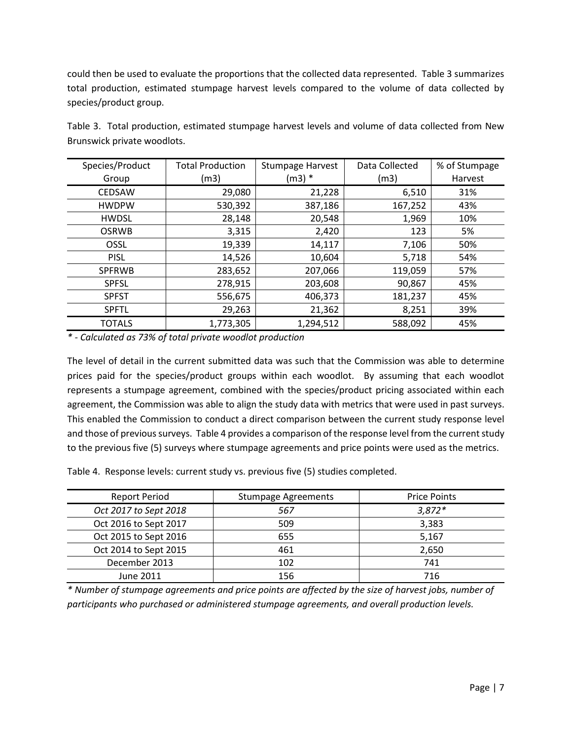could then be used to evaluate the proportions that the collected data represented. Table 3 summarizes total production, estimated stumpage harvest levels compared to the volume of data collected by species/product group.

Table 3. Total production, estimated stumpage harvest levels and volume of data collected from New Brunswick private woodlots.

| Species/Product Group | Total Production (m3) | Stumpage Harvest (m3) * | Data Collected (m3) | % of Stumpage Harvest |
|---|---|---|---|---|
| CEDSAW | 29,080 | 21,228 | 6,510 | 31% |
| HWDPW | 530,392 | 387,186 | 167,252 | 43% |
| HWDSL | 28,148 | 20,548 | 1,969 | 10% |
| OSRWB | 3,315 | 2,420 | 123 | 5% |
| OSSL | 19,339 | 14,117 | 7,106 | 50% |
| PISL | 14,526 | 10,604 | 5,718 | 54% |
| SPFRWB | 283,652 | 207,066 | 119,059 | 57% |
| SPFSL | 278,915 | 203,608 | 90,867 | 45% |
| SPFST | 556,675 | 406,373 | 181,237 | 45% |
| SPFTL | 29,263 | 21,362 | 8,251 | 39% |
| TOTALS | 1,773,305 | 1,294,512 | 588,092 | 45% |

*\* - Calculated as 73% of total private woodlot production*

The level of detail in the current submitted data was such that the Commission was able to determine prices paid for the species/product groups within each woodlot. By assuming that each woodlot represents a stumpage agreement, combined with the species/product pricing associated within each agreement, the Commission was able to align the study data with metrics that were used in past surveys. This enabled the Commission to conduct a direct comparison between the current study response level and those of previous surveys. Table 4 provides a comparison of the response level from the current study to the previous five (5) surveys where stumpage agreements and price points were used as the metrics.

Table 4. Response levels: current study vs. previous five (5) studies completed.

| Report Period | Stumpage Agreements | Price Points |
|---|---|---|
| *Oct 2017 to Sept 2018* | *567* | *3,872\** |
| Oct 2016 to Sept 2017 | 509 | 3,383 |
| Oct 2015 to Sept 2016 | 655 | 5,167 |
| Oct 2014 to Sept 2015 | 461 | 2,650 |
| December 2013 | 102 | 741 |
| June 2011 | 156 | 716 |

*\* Number of stumpage agreements and price points are affected by the size of harvest jobs, number of participants who purchased or administered stumpage agreements, and overall production levels.*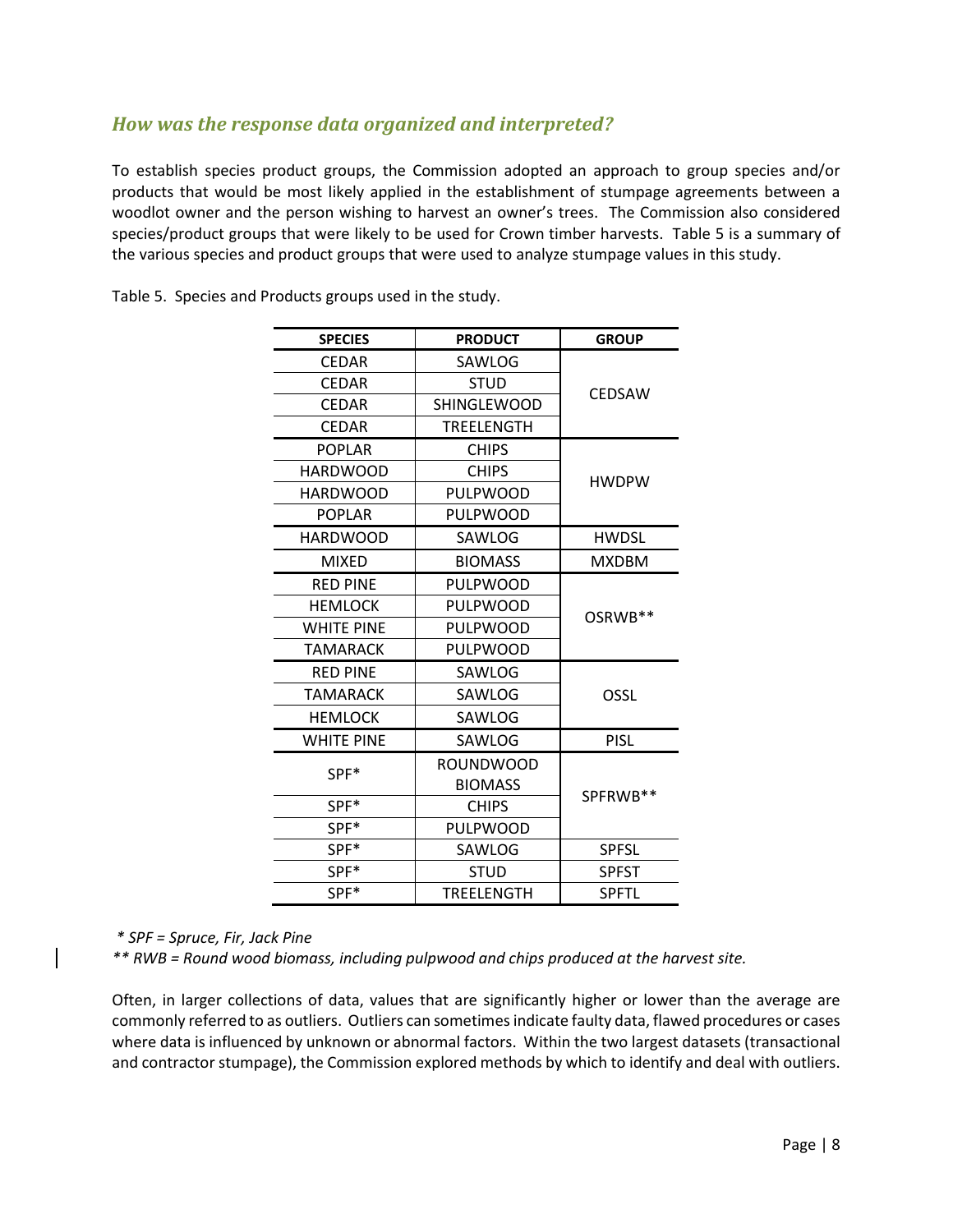## *How was the response data organized and interpreted?*

To establish species product groups, the Commission adopted an approach to group species and/or products that would be most likely applied in the establishment of stumpage agreements between a woodlot owner and the person wishing to harvest an owner's trees. The Commission also considered species/product groups that were likely to be used for Crown timber harvests. Table 5 is a summary of the various species and product groups that were used to analyze stumpage values in this study.

Table 5. Species and Products groups used in the study.

| SPECIES | PRODUCT | GROUP |
|---|---|---|
| CEDAR | SAWLOG | CEDSAW |
| CEDAR | STUD | |
| CEDAR | SHINGLEWOOD | |
| CEDAR | TREELENGTH | |
| POPLAR | CHIPS | HWDPW |
| HARDWOOD | CHIPS | |
| HARDWOOD | PULPWOOD | |
| POPLAR | PULPWOOD | |
| HARDWOOD | SAWLOG | HWDSL |
| MIXED | BIOMASS | MXDBM |
| RED PINE | PULPWOOD | OSRWB** |
| HEMLOCK | PULPWOOD | |
| WHITE PINE | PULPWOOD | |
| TAMARACK | PULPWOOD | |
| RED PINE | SAWLOG | OSSL |
| TAMARACK | SAWLOG | |
| HEMLOCK | SAWLOG | |
| WHITE PINE | SAWLOG | PISL |
| SPF* | ROUNDWOOD BIOMASS | SPFRWB** |
| SPF* | CHIPS | |
| SPF* | PULPWOOD | |
| SPF* | SAWLOG | SPFSL |
| SPF* | STUD | SPFST |
| SPF* | TREELENGTH | SPFTL |

*\* SPF = Spruce, Fir, Jack Pine*

*\*\* RWB = Round wood biomass, including pulpwood and chips produced at the harvest site.*

Often, in larger collections of data, values that are significantly higher or lower than the average are commonly referred to as outliers. Outliers can sometimes indicate faulty data, flawed procedures or cases where data is influenced by unknown or abnormal factors. Within the two largest datasets (transactional and contractor stumpage), the Commission explored methods by which to identify and deal with outliers.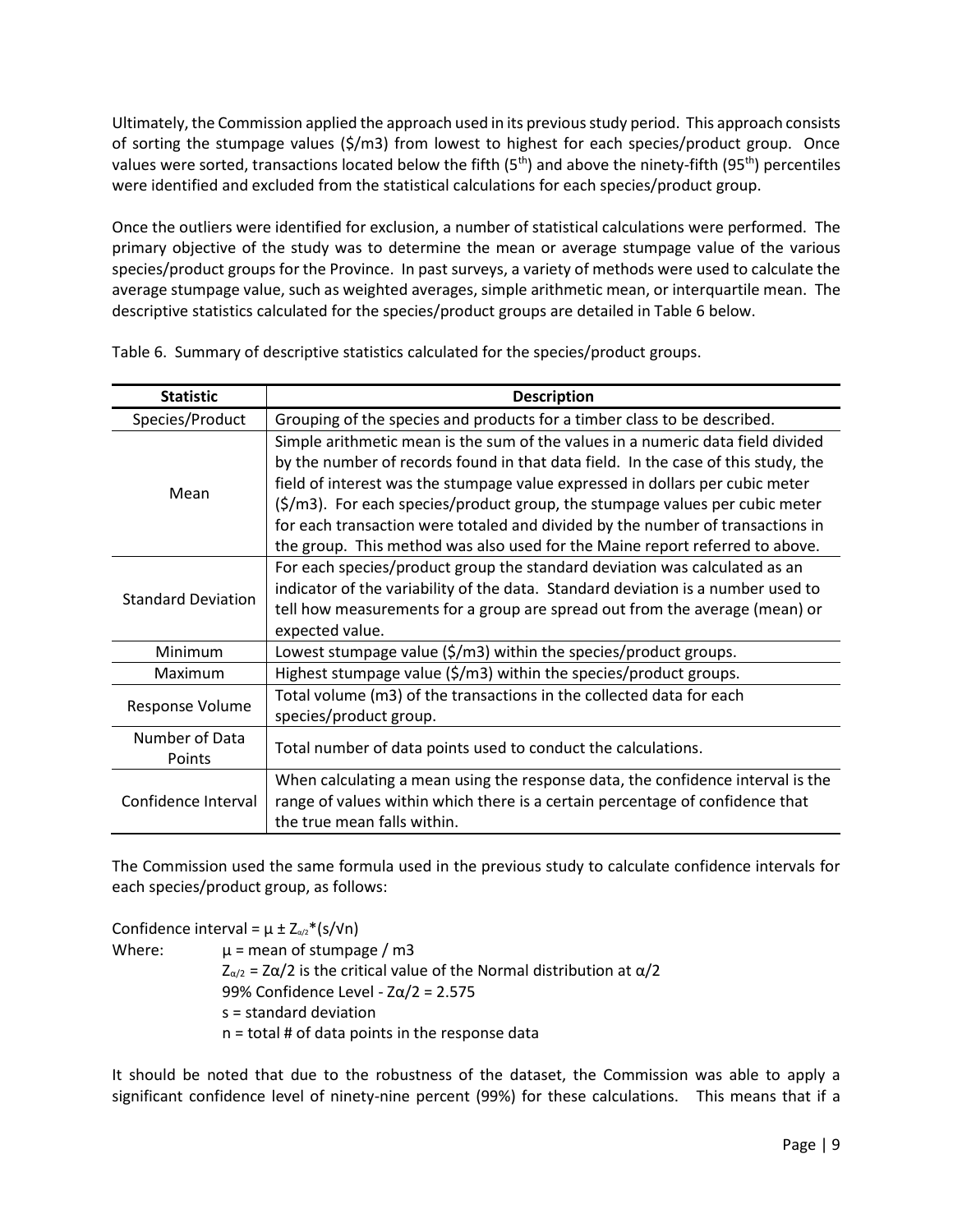Ultimately, the Commission applied the approach used in its previous study period. This approach consists of sorting the stumpage values ($/m3) from lowest to highest for each species/product group. Once values were sorted, transactions located below the fifth ($5^{th}$) and above the ninety-fifth ($95^{th}$) percentiles were identified and excluded from the statistical calculations for each species/product group.

Once the outliers were identified for exclusion, a number of statistical calculations were performed. The primary objective of the study was to determine the mean or average stumpage value of the various species/product groups for the Province. In past surveys, a variety of methods were used to calculate the average stumpage value, such as weighted averages, simple arithmetic mean, or interquartile mean. The descriptive statistics calculated for the species/product groups are detailed in Table 6 below.

Table 6. Summary of descriptive statistics calculated for the species/product groups.

| Statistic | Description |
|---|---|
| Species/Product | Grouping of the species and products for a timber class to be described. |
| Mean | Simple arithmetic mean is the sum of the values in a numeric data field divided by the number of records found in that data field. In the case of this study, the field of interest was the stumpage value expressed in dollars per cubic meter ($/m3). For each species/product group, the stumpage values per cubic meter for each transaction were totaled and divided by the number of transactions in the group. This method was also used for the Maine report referred to above. |
| Standard Deviation | For each species/product group the standard deviation was calculated as an indicator of the variability of the data. Standard deviation is a number used to tell how measurements for a group are spread out from the average (mean) or expected value. |
| Minimum | Lowest stumpage value ($/m3) within the species/product groups. |
| Maximum | Highest stumpage value ($/m3) within the species/product groups. |
| Response Volume | Total volume (m3) of the transactions in the collected data for each species/product group. |
| Number of Data Points | Total number of data points used to conduct the calculations. |
| Confidence Interval | When calculating a mean using the response data, the confidence interval is the range of values within which there is a certain percentage of confidence that the true mean falls within. |

The Commission used the same formula used in the previous study to calculate confidence intervals for each species/product group, as follows:

Confidence interval = $\mu \pm Z_{\alpha/2} * (s/\sqrt{n})$

Where:
- $\mu$ = mean of stumpage / m3
- $Z_{\alpha/2} = Z\alpha/2$ is the critical value of the Normal distribution at $\alpha/2$
- 99% Confidence Level - $Z\alpha/2 = 2.575$
- s = standard deviation
- n = total # of data points in the response data

It should be noted that due to the robustness of the dataset, the Commission was able to apply a significant confidence level of ninety-nine percent (99%) for these calculations. This means that if a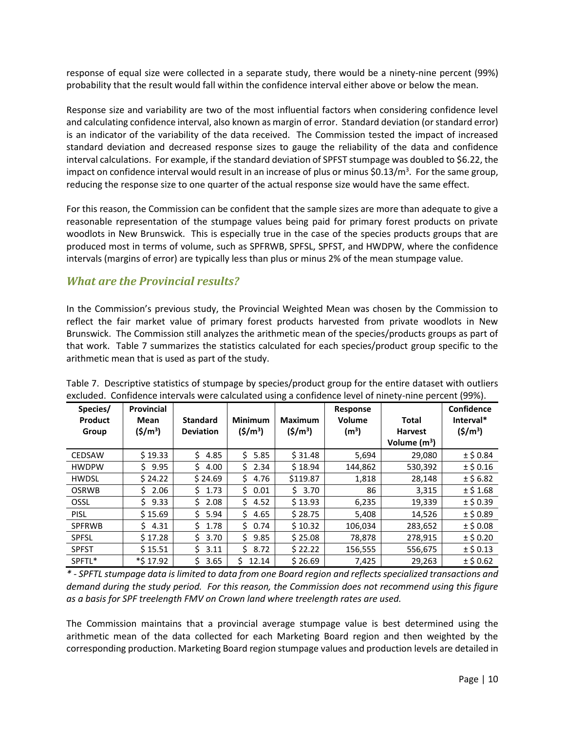response of equal size were collected in a separate study, there would be a ninety-nine percent (99%) probability that the result would fall within the confidence interval either above or below the mean.

Response size and variability are two of the most influential factors when considering confidence level and calculating confidence interval, also known as margin of error. Standard deviation (or standard error) is an indicator of the variability of the data received. The Commission tested the impact of increased standard deviation and decreased response sizes to gauge the reliability of the data and confidence interval calculations. For example, if the standard deviation of SPFST stumpage was doubled to \$6.22, the impact on confidence interval would result in an increase of plus or minus \$0.13/m$^3$. For the same group, reducing the response size to one quarter of the actual response size would have the same effect.

For this reason, the Commission can be confident that the sample sizes are more than adequate to give a reasonable representation of the stumpage values being paid for primary forest products on private woodlots in New Brunswick. This is especially true in the case of the species products groups that are produced most in terms of volume, such as SPFRWB, SPFSL, SPFST, and HWDPW, where the confidence intervals (margins of error) are typically less than plus or minus 2% of the mean stumpage value.

## *What are the Provincial results?*

In the Commission's previous study, the Provincial Weighted Mean was chosen by the Commission to reflect the fair market value of primary forest products harvested from private woodlots in New Brunswick. The Commission still analyzes the arithmetic mean of the species/products groups as part of that work. Table 7 summarizes the statistics calculated for each species/product group specific to the arithmetic mean that is used as part of the study.

Table 7. Descriptive statistics of stumpage by species/product group for the entire dataset with outliers excluded. Confidence intervals were calculated using a confidence level of ninety-nine percent (99%).

| Species/ Product Group | Provincial Mean (\$/m$^3$) | Standard Deviation | Minimum (\$/m$^3$) | Maximum (\$/m$^3$) | Response Volume (m$^3$) | Total Harvest Volume (m$^3$) | Confidence Interval* (\$/m$^3$) |
|---|---|---|---|---|---|---|---|
| CEDSAW | \$ 19.33 | \$ 4.85 | \$ 5.85 | \$ 31.48 | 5,694 | 29,080 | ± \$ 0.84 |
| HWDPW | \$ 9.95 | \$ 4.00 | \$ 2.34 | \$ 18.94 | 144,862 | 530,392 | ± \$ 0.16 |
| HWDSL | \$ 24.22 | \$ 24.69 | \$ 4.76 | \$119.87 | 1,818 | 28,148 | ± \$ 6.82 |
| OSRWB | \$ 2.06 | \$ 1.73 | \$ 0.01 | \$ 3.70 | 86 | 3,315 | ± \$ 1.68 |
| OSSL | \$ 9.33 | \$ 2.08 | \$ 4.52 | \$ 13.93 | 6,235 | 19,339 | ± \$ 0.39 |
| PISL | \$ 15.69 | \$ 5.94 | \$ 4.65 | \$ 28.75 | 5,408 | 14,526 | ± \$ 0.89 |
| SPFRWB | \$ 4.31 | \$ 1.78 | \$ 0.74 | \$ 10.32 | 106,034 | 283,652 | ± \$ 0.08 |
| SPFSL | \$ 17.28 | \$ 3.70 | \$ 9.85 | \$ 25.08 | 78,878 | 278,915 | ± \$ 0.20 |
| SPFST | \$ 15.51 | \$ 3.11 | \$ 8.72 | \$ 22.22 | 156,555 | 556,675 | ± \$ 0.13 |
| SPFTL* | *\$ 17.92 | \$ 3.65 | \$ 12.14 | \$ 26.69 | 7,425 | 29,263 | ± \$ 0.62 |

*\* - SPFTL stumpage data is limited to data from one Board region and reflects specialized transactions and demand during the study period. For this reason, the Commission does not recommend using this figure as a basis for SPF treelength FMV on Crown land where treelength rates are used.*

The Commission maintains that a provincial average stumpage value is best determined using the arithmetic mean of the data collected for each Marketing Board region and then weighted by the corresponding production. Marketing Board region stumpage values and production levels are detailed in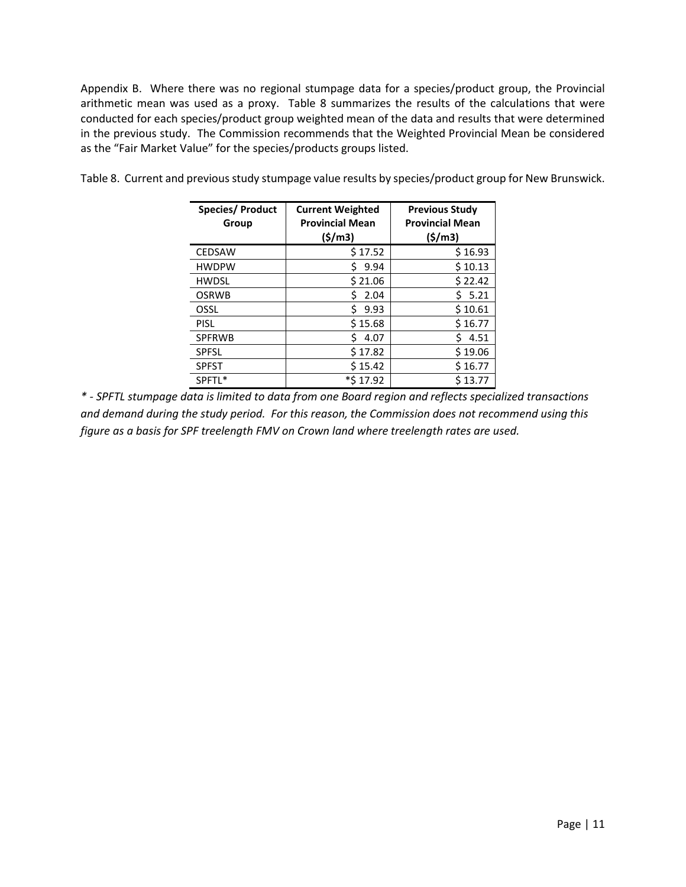Appendix B. Where there was no regional stumpage data for a species/product group, the Provincial arithmetic mean was used as a proxy. Table 8 summarizes the results of the calculations that were conducted for each species/product group weighted mean of the data and results that were determined in the previous study. The Commission recommends that the Weighted Provincial Mean be considered as the "Fair Market Value" for the species/products groups listed.

Table 8. Current and previous study stumpage value results by species/product group for New Brunswick.

| Species/ Product Group | Current Weighted Provincial Mean ($/m3) | Previous Study Provincial Mean ($/m3) |
|---|---|---|
| CEDSAW | $ 17.52 | $ 16.93 |
| HWDPW | $ 9.94 | $ 10.13 |
| HWDSL | $ 21.06 | $ 22.42 |
| OSRWB | $ 2.04 | $ 5.21 |
| OSSL | $ 9.93 | $ 10.61 |
| PISL | $ 15.68 | $ 16.77 |
| SPFRWB | $ 4.07 | $ 4.51 |
| SPFSL | $ 17.82 | $ 19.06 |
| SPFST | $ 15.42 | $ 16.77 |
| SPFTL* | *$ 17.92 | $ 13.77 |

*\* - SPFTL stumpage data is limited to data from one Board region and reflects specialized transactions and demand during the study period. For this reason, the Commission does not recommend using this figure as a basis for SPF treelength FMV on Crown land where treelength rates are used.*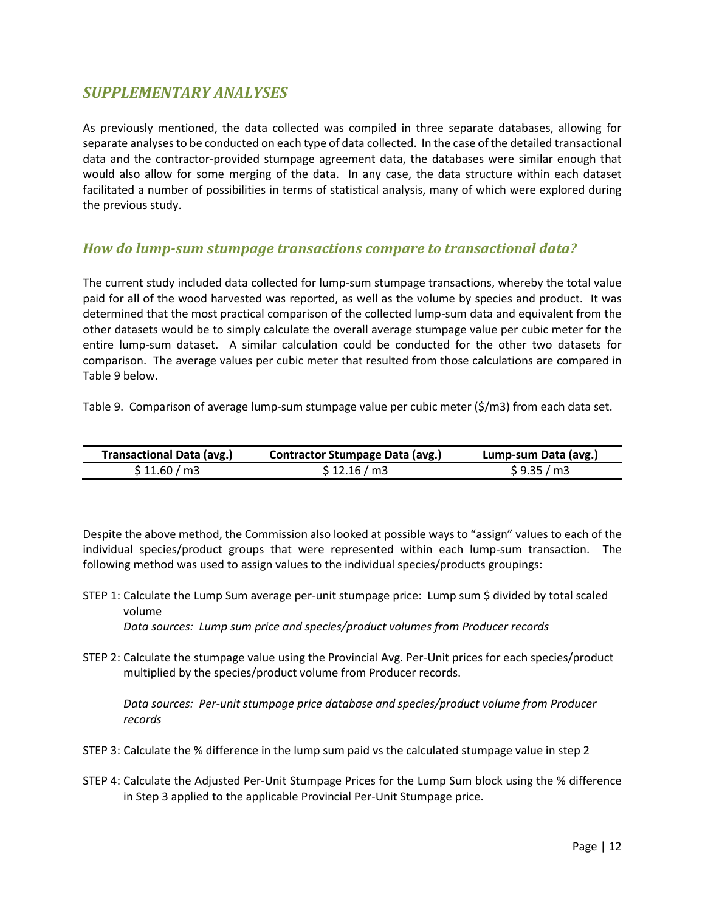## *SUPPLEMENTARY ANALYSES*

As previously mentioned, the data collected was compiled in three separate databases, allowing for separate analyses to be conducted on each type of data collected. In the case of the detailed transactional data and the contractor-provided stumpage agreement data, the databases were similar enough that would also allow for some merging of the data. In any case, the data structure within each dataset facilitated a number of possibilities in terms of statistical analysis, many of which were explored during the previous study.

### *How do lump-sum stumpage transactions compare to transactional data?*

The current study included data collected for lump-sum stumpage transactions, whereby the total value paid for all of the wood harvested was reported, as well as the volume by species and product. It was determined that the most practical comparison of the collected lump-sum data and equivalent from the other datasets would be to simply calculate the overall average stumpage value per cubic meter for the entire lump-sum dataset. A similar calculation could be conducted for the other two datasets for comparison. The average values per cubic meter that resulted from those calculations are compared in Table 9 below.

Table 9. Comparison of average lump-sum stumpage value per cubic meter ($/m3) from each data set.

| Transactional Data (avg.) | Contractor Stumpage Data (avg.) | Lump-sum Data (avg.) |
|---|---|---|
| $ 11.60 / m3 | $ 12.16 / m3 | $ 9.35 / m3 |

Despite the above method, the Commission also looked at possible ways to "assign" values to each of the individual species/product groups that were represented within each lump-sum transaction. The following method was used to assign values to the individual species/products groupings:

STEP 1: Calculate the Lump Sum average per-unit stumpage price: Lump sum $ divided by total scaled volume
*Data sources: Lump sum price and species/product volumes from Producer records*

STEP 2: Calculate the stumpage value using the Provincial Avg. Per-Unit prices for each species/product multiplied by the species/product volume from Producer records.

*Data sources: Per-unit stumpage price database and species/product volume from Producer records*

STEP 3: Calculate the % difference in the lump sum paid vs the calculated stumpage value in step 2

STEP 4: Calculate the Adjusted Per-Unit Stumpage Prices for the Lump Sum block using the % difference in Step 3 applied to the applicable Provincial Per-Unit Stumpage price.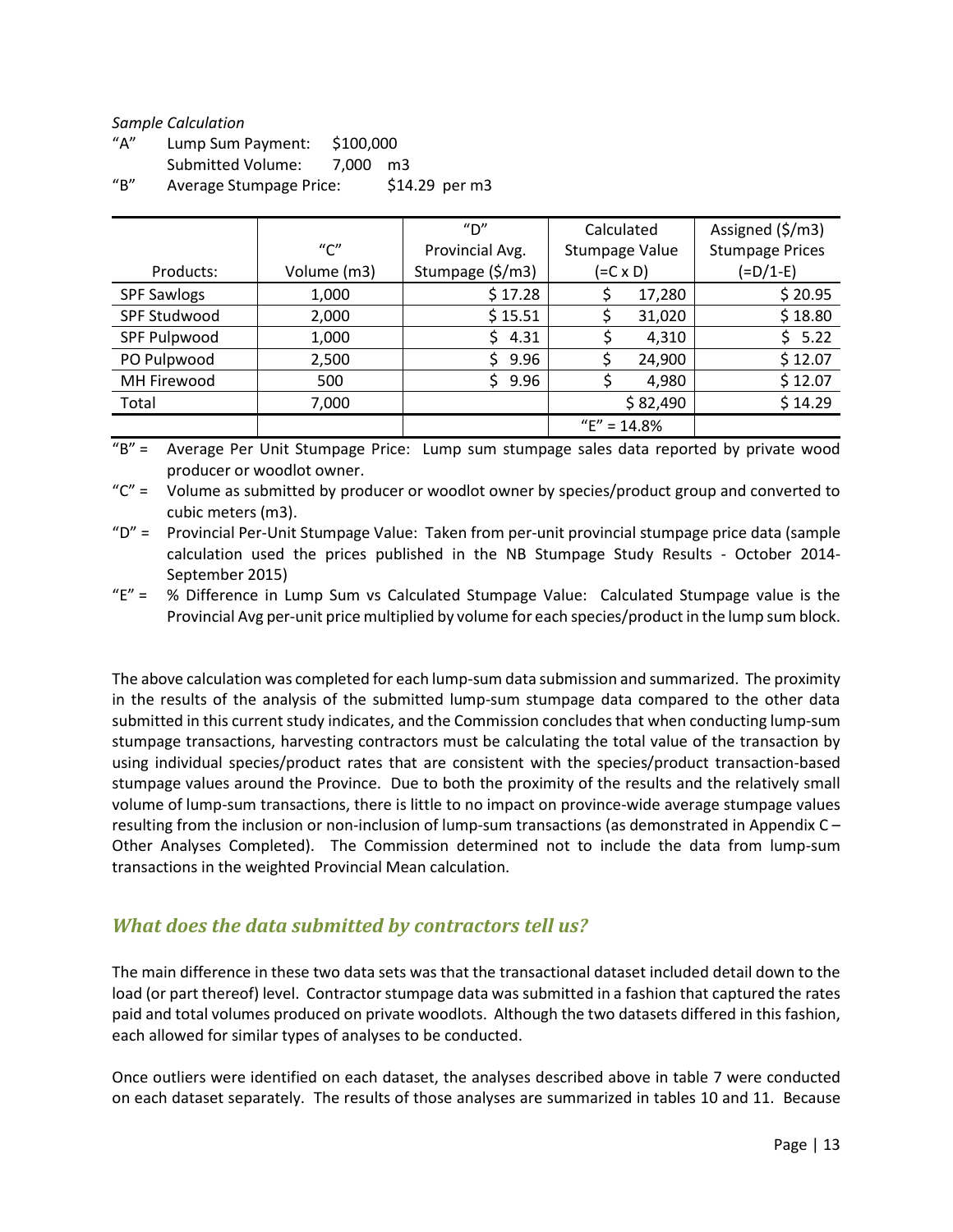*Sample Calculation*

"A" Lump Sum Payment: $100,000

Submitted Volume: 7,000 m3

"B" Average Stumpage Price: $14.29 per m3

| Products: | "C" Volume (m3) | "D" Provincial Avg. Stumpage ($/m3) | Calculated Stumpage Value (=C x D) | Assigned ($/m3) Stumpage Prices (=D/1-E) |
|---|---|---|---|---|
| SPF Sawlogs | 1,000 | $ 17.28 | $ 17,280 | $ 20.95 |
| SPF Studwood | 2,000 | $ 15.51 | $ 31,020 | $ 18.80 |
| SPF Pulpwood | 1,000 | $ 4.31 | $ 4,310 | $ 5.22 |
| PO Pulpwood | 2,500 | $ 9.96 | $ 24,900 | $ 12.07 |
| MH Firewood | 500 | $ 9.96 | $ 4,980 | $ 12.07 |
| Total | 7,000 | | $ 82,490 | $ 14.29 |
| | | | "E" = 14.8% | |

"B" = Average Per Unit Stumpage Price: Lump sum stumpage sales data reported by private wood producer or woodlot owner.

"C" = Volume as submitted by producer or woodlot owner by species/product group and converted to cubic meters (m3).

"D" = Provincial Per-Unit Stumpage Value: Taken from per-unit provincial stumpage price data (sample calculation used the prices published in the NB Stumpage Study Results - October 2014-September 2015)

"E" = % Difference in Lump Sum vs Calculated Stumpage Value: Calculated Stumpage value is the Provincial Avg per-unit price multiplied by volume for each species/product in the lump sum block.

The above calculation was completed for each lump-sum data submission and summarized. The proximity in the results of the analysis of the submitted lump-sum stumpage data compared to the other data submitted in this current study indicates, and the Commission concludes that when conducting lump-sum stumpage transactions, harvesting contractors must be calculating the total value of the transaction by using individual species/product rates that are consistent with the species/product transaction-based stumpage values around the Province. Due to both the proximity of the results and the relatively small volume of lump-sum transactions, there is little to no impact on province-wide average stumpage values resulting from the inclusion or non-inclusion of lump-sum transactions (as demonstrated in Appendix C – Other Analyses Completed). The Commission determined not to include the data from lump-sum transactions in the weighted Provincial Mean calculation.

## *What does the data submitted by contractors tell us?*

The main difference in these two data sets was that the transactional dataset included detail down to the load (or part thereof) level. Contractor stumpage data was submitted in a fashion that captured the rates paid and total volumes produced on private woodlots. Although the two datasets differed in this fashion, each allowed for similar types of analyses to be conducted.

Once outliers were identified on each dataset, the analyses described above in table 7 were conducted on each dataset separately. The results of those analyses are summarized in tables 10 and 11. Because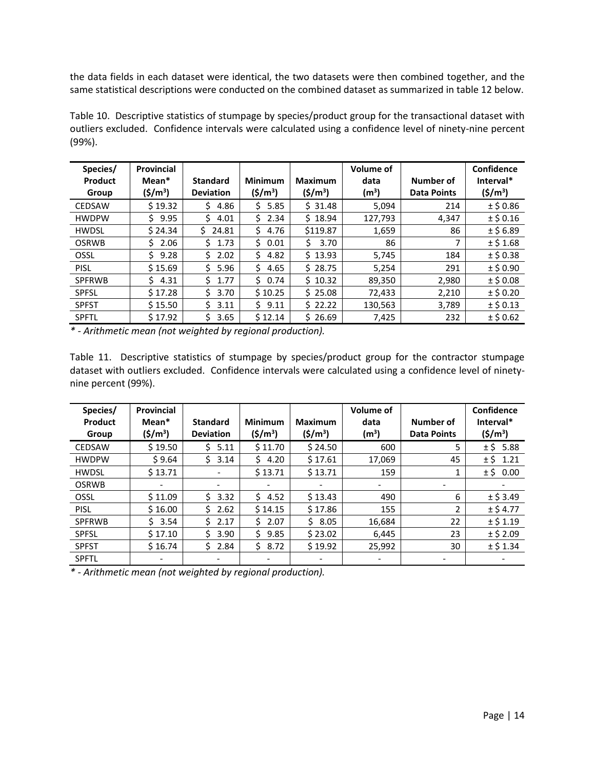the data fields in each dataset were identical, the two datasets were then combined together, and the same statistical descriptions were conducted on the combined dataset as summarized in table 12 below.

Table 10. Descriptive statistics of stumpage by species/product group for the transactional dataset with outliers excluded. Confidence intervals were calculated using a confidence level of ninety-nine percent (99%).

| Species/ Product Group | Provincial Mean* ($/m$^3$) | Standard Deviation | Minimum ($/m$^3$) | Maximum ($/m$^3$) | Volume of data (m$^3$) | Number of Data Points | Confidence Interval* ($/m$^3$) |
|---|---|---|---|---|---|---|---|
| CEDSAW | $ 19.32 | $ 4.86 | $ 5.85 | $ 31.48 | 5,094 | 214 | ± $ 0.86 |
| HWDPW | $ 9.95 | $ 4.01 | $ 2.34 | $ 18.94 | 127,793 | 4,347 | ± $ 0.16 |
| HWDSL | $ 24.34 | $ 24.81 | $ 4.76 | $119.87 | 1,659 | 86 | ± $ 6.89 |
| OSRWB | $ 2.06 | $ 1.73 | $ 0.01 | $ 3.70 | 86 | 7 | ± $ 1.68 |
| OSSL | $ 9.28 | $ 2.02 | $ 4.82 | $ 13.93 | 5,745 | 184 | ± $ 0.38 |
| PISL | $ 15.69 | $ 5.96 | $ 4.65 | $ 28.75 | 5,254 | 291 | ± $ 0.90 |
| SPFRWB | $ 4.31 | $ 1.77 | $ 0.74 | $ 10.32 | 89,350 | 2,980 | ± $ 0.08 |
| SPFSL | $ 17.28 | $ 3.70 | $ 10.25 | $ 25.08 | 72,433 | 2,210 | ± $ 0.20 |
| SPFST | $ 15.50 | $ 3.11 | $ 9.11 | $ 22.22 | 130,563 | 3,789 | ± $ 0.13 |
| SPFTL | $ 17.92 | $ 3.65 | $ 12.14 | $ 26.69 | 7,425 | 232 | ± $ 0.62 |

*\* - Arithmetic mean (not weighted by regional production).*

Table 11. Descriptive statistics of stumpage by species/product group for the contractor stumpage dataset with outliers excluded. Confidence intervals were calculated using a confidence level of ninety-nine percent (99%).

| Species/ Product Group | Provincial Mean* ($/m$^3$) | Standard Deviation | Minimum ($/m$^3$) | Maximum ($/m$^3$) | Volume of data (m$^3$) | Number of Data Points | Confidence Interval* ($/m$^3$) |
|---|---|---|---|---|---|---|---|
| CEDSAW | $ 19.50 | $ 5.11 | $ 11.70 | $ 24.50 | 600 | 5 | ± $ 5.88 |
| HWDPW | $ 9.64 | $ 3.14 | $ 4.20 | $ 17.61 | 17,069 | 45 | ± $ 1.21 |
| HWDSL | $ 13.71 | - | $ 13.71 | $ 13.71 | 159 | 1 | ± $ 0.00 |
| OSRWB | - | - | - | - | - | - | - |
| OSSL | $ 11.09 | $ 3.32 | $ 4.52 | $ 13.43 | 490 | 6 | ± $ 3.49 |
| PISL | $ 16.00 | $ 2.62 | $ 14.15 | $ 17.86 | 155 | 2 | ± $ 4.77 |
| SPFRWB | $ 3.54 | $ 2.17 | $ 2.07 | $ 8.05 | 16,684 | 22 | ± $ 1.19 |
| SPFSL | $ 17.10 | $ 3.90 | $ 9.85 | $ 23.02 | 6,445 | 23 | ± $ 2.09 |
| SPFST | $ 16.74 | $ 2.84 | $ 8.72 | $ 19.92 | 25,992 | 30 | ± $ 1.34 |
| SPFTL | - | - | - | - | - | - | - |

*\* - Arithmetic mean (not weighted by regional production).*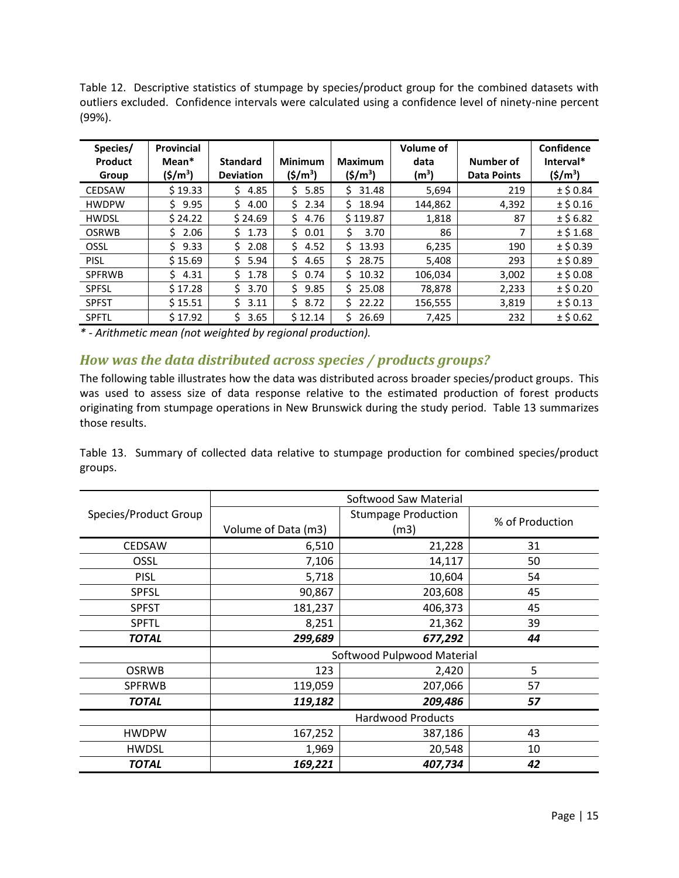Table 12. Descriptive statistics of stumpage by species/product group for the combined datasets with outliers excluded. Confidence intervals were calculated using a confidence level of ninety-nine percent (99%).

| Species/ Product Group | Provincial Mean* ($/m³) | Standard Deviation | Minimum ($/m³) | Maximum ($/m³) | Volume of data (m³) | Number of Data Points | Confidence Interval* ($/m³) |
|---|---|---|---|---|---|---|---|
| CEDSAW | $ 19.33 | $ 4.85 | $ 5.85 | $ 31.48 | 5,694 | 219 | ± $ 0.84 |
| HWDPW | $ 9.95 | $ 4.00 | $ 2.34 | $ 18.94 | 144,862 | 4,392 | ± $ 0.16 |
| HWDSL | $ 24.22 | $ 24.69 | $ 4.76 | $ 119.87 | 1,818 | 87 | ± $ 6.82 |
| OSRWB | $ 2.06 | $ 1.73 | $ 0.01 | $ 3.70 | 86 | 7 | ± $ 1.68 |
| OSSL | $ 9.33 | $ 2.08 | $ 4.52 | $ 13.93 | 6,235 | 190 | ± $ 0.39 |
| PISL | $ 15.69 | $ 5.94 | $ 4.65 | $ 28.75 | 5,408 | 293 | ± $ 0.89 |
| SPFRWB | $ 4.31 | $ 1.78 | $ 0.74 | $ 10.32 | 106,034 | 3,002 | ± $ 0.08 |
| SPFSL | $ 17.28 | $ 3.70 | $ 9.85 | $ 25.08 | 78,878 | 2,233 | ± $ 0.20 |
| SPFST | $ 15.51 | $ 3.11 | $ 8.72 | $ 22.22 | 156,555 | 3,819 | ± $ 0.13 |
| SPFTL | $ 17.92 | $ 3.65 | $ 12.14 | $ 26.69 | 7,425 | 232 | ± $ 0.62 |

*\* - Arithmetic mean (not weighted by regional production).*

## *How was the data distributed across species / products groups?*

The following table illustrates how the data was distributed across broader species/product groups. This was used to assess size of data response relative to the estimated production of forest products originating from stumpage operations in New Brunswick during the study period. Table 13 summarizes those results.

Table 13. Summary of collected data relative to stumpage production for combined species/product groups.

| Species/Product Group | Softwood Saw Material | | |
|---|---|---|---|
| | Volume of Data (m3) | Stumpage Production (m3) | % of Production |
| CEDSAW | 6,510 | 21,228 | 31 |
| OSSL | 7,106 | 14,117 | 50 |
| PISL | 5,718 | 10,604 | 54 |
| SPFSL | 90,867 | 203,608 | 45 |
| SPFST | 181,237 | 406,373 | 45 |
| SPFTL | 8,251 | 21,362 | 39 |
| ***TOTAL*** | ***299,689*** | ***677,292*** | ***44*** |
| | Softwood Pulpwood Material | | |
| OSRWB | 123 | 2,420 | 5 |
| SPFRWB | 119,059 | 207,066 | 57 |
| ***TOTAL*** | ***119,182*** | ***209,486*** | ***57*** |
| | Hardwood Products | | |
| HWDPW | 167,252 | 387,186 | 43 |
| HWDSL | 1,969 | 20,548 | 10 |
| ***TOTAL*** | ***169,221*** | ***407,734*** | ***42*** |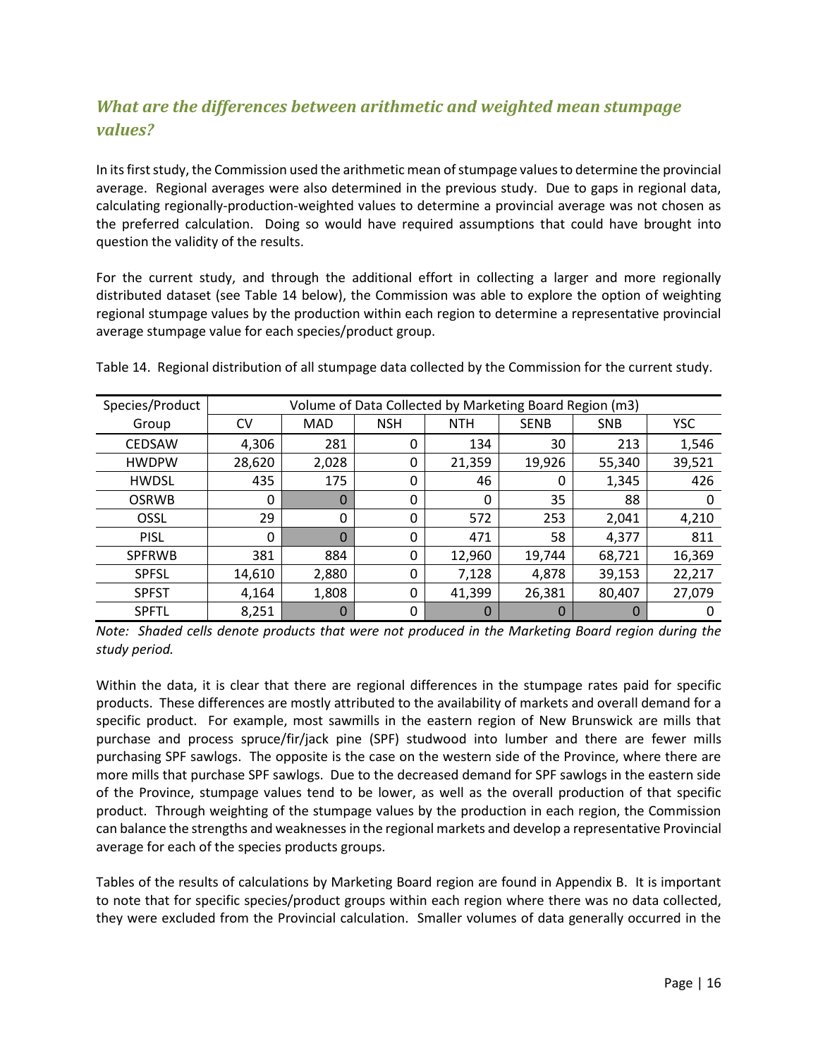## *What are the differences between arithmetic and weighted mean stumpage values?*

In its first study, the Commission used the arithmetic mean of stumpage values to determine the provincial average. Regional averages were also determined in the previous study. Due to gaps in regional data, calculating regionally-production-weighted values to determine a provincial average was not chosen as the preferred calculation. Doing so would have required assumptions that could have brought into question the validity of the results.

For the current study, and through the additional effort in collecting a larger and more regionally distributed dataset (see Table 14 below), the Commission was able to explore the option of weighting regional stumpage values by the production within each region to determine a representative provincial average stumpage value for each species/product group.

Table 14. Regional distribution of all stumpage data collected by the Commission for the current study.

| Species/Product Group | Volume of Data Collected by Marketing Board Region (m3) | | | | | | |
|---|---|---|---|---|---|---|---|
| | CV | MAD | NSH | NTH | SENB | SNB | YSC |
| CEDSAW | 4,306 | 281 | 0 | 134 | 30 | 213 | 1,546 |
| HWDPW | 28,620 | 2,028 | 0 | 21,359 | 19,926 | 55,340 | 39,521 |
| HWDSL | 435 | 175 | 0 | 46 | 0 | 1,345 | 426 |
| OSRWB | 0 | 0 | 0 | 0 | 35 | 88 | 0 |
| OSSL | 29 | 0 | 0 | 572 | 253 | 2,041 | 4,210 |
| PISL | 0 | 0 | 0 | 471 | 58 | 4,377 | 811 |
| SPFRWB | 381 | 884 | 0 | 12,960 | 19,744 | 68,721 | 16,369 |
| SPFSL | 14,610 | 2,880 | 0 | 7,128 | 4,878 | 39,153 | 22,217 |
| SPFST | 4,164 | 1,808 | 0 | 41,399 | 26,381 | 80,407 | 27,079 |
| SPFTL | 8,251 | 0 | 0 | 0 | 0 | 0 | 0 |

*Note: Shaded cells denote products that were not produced in the Marketing Board region during the study period.*

Within the data, it is clear that there are regional differences in the stumpage rates paid for specific products. These differences are mostly attributed to the availability of markets and overall demand for a specific product. For example, most sawmills in the eastern region of New Brunswick are mills that purchase and process spruce/fir/jack pine (SPF) studwood into lumber and there are fewer mills purchasing SPF sawlogs. The opposite is the case on the western side of the Province, where there are more mills that purchase SPF sawlogs. Due to the decreased demand for SPF sawlogs in the eastern side of the Province, stumpage values tend to be lower, as well as the overall production of that specific product. Through weighting of the stumpage values by the production in each region, the Commission can balance the strengths and weaknesses in the regional markets and develop a representative Provincial average for each of the species products groups.

Tables of the results of calculations by Marketing Board region are found in Appendix B. It is important to note that for specific species/product groups within each region where there was no data collected, they were excluded from the Provincial calculation. Smaller volumes of data generally occurred in the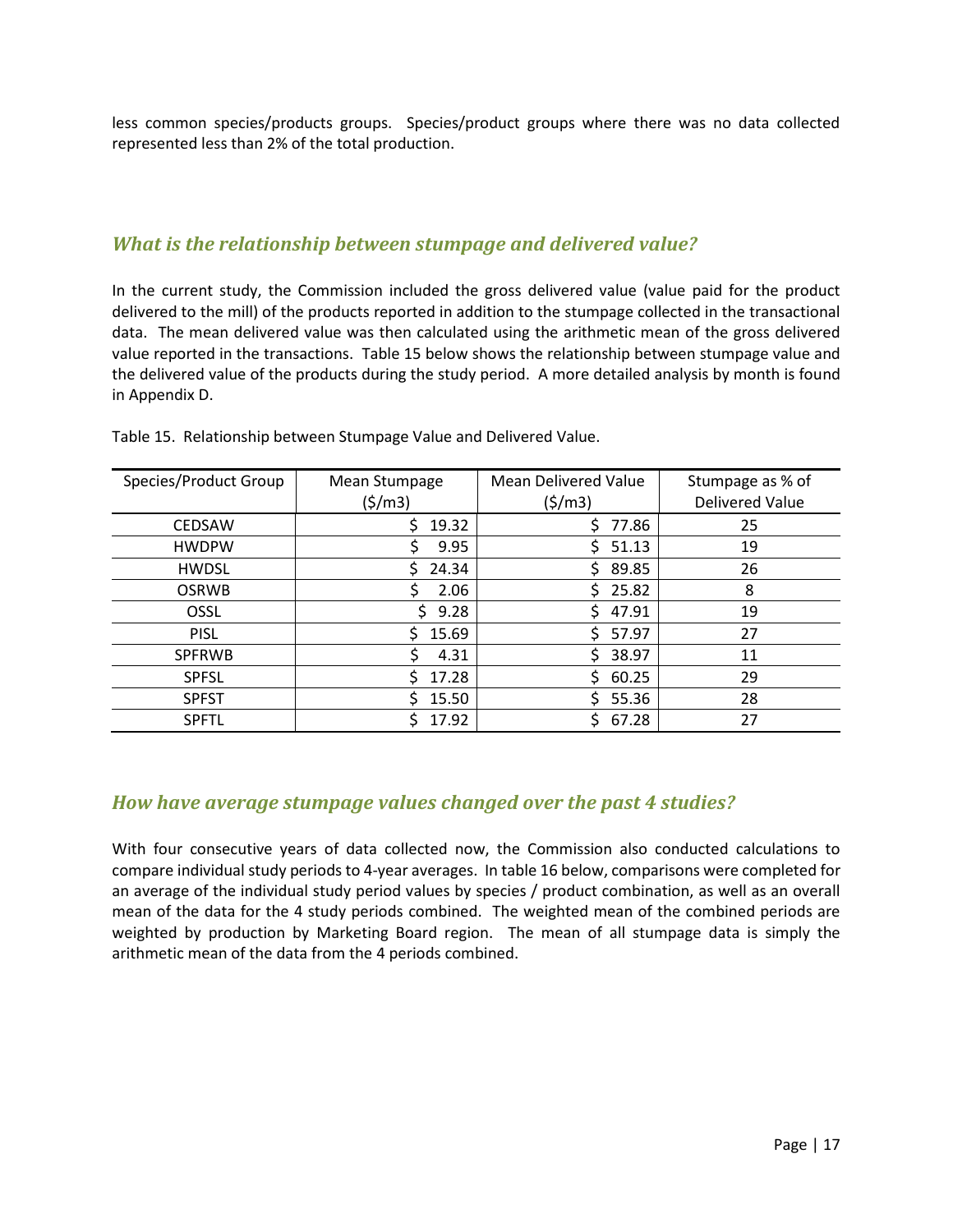less common species/products groups. Species/product groups where there was no data collected represented less than 2% of the total production.

## *What is the relationship between stumpage and delivered value?*

In the current study, the Commission included the gross delivered value (value paid for the product delivered to the mill) of the products reported in addition to the stumpage collected in the transactional data. The mean delivered value was then calculated using the arithmetic mean of the gross delivered value reported in the transactions. Table 15 below shows the relationship between stumpage value and the delivered value of the products during the study period. A more detailed analysis by month is found in Appendix D.

Table 15. Relationship between Stumpage Value and Delivered Value.

| Species/Product Group | Mean Stumpage ($/m3) | Mean Delivered Value ($/m3) | Stumpage as % of Delivered Value |
|---|---|---|---|
| CEDSAW | $ 19.32 | $ 77.86 | 25 |
| HWDPW | $ 9.95 | $ 51.13 | 19 |
| HWDSL | $ 24.34 | $ 89.85 | 26 |
| OSRWB | $ 2.06 | $ 25.82 | 8 |
| OSSL | $ 9.28 | $ 47.91 | 19 |
| PISL | $ 15.69 | $ 57.97 | 27 |
| SPFRWB | $ 4.31 | $ 38.97 | 11 |
| SPFSL | $ 17.28 | $ 60.25 | 29 |
| SPFST | $ 15.50 | $ 55.36 | 28 |
| SPFTL | $ 17.92 | $ 67.28 | 27 |

## *How have average stumpage values changed over the past 4 studies?*

With four consecutive years of data collected now, the Commission also conducted calculations to compare individual study periods to 4-year averages. In table 16 below, comparisons were completed for an average of the individual study period values by species / product combination, as well as an overall mean of the data for the 4 study periods combined. The weighted mean of the combined periods are weighted by production by Marketing Board region. The mean of all stumpage data is simply the arithmetic mean of the data from the 4 periods combined.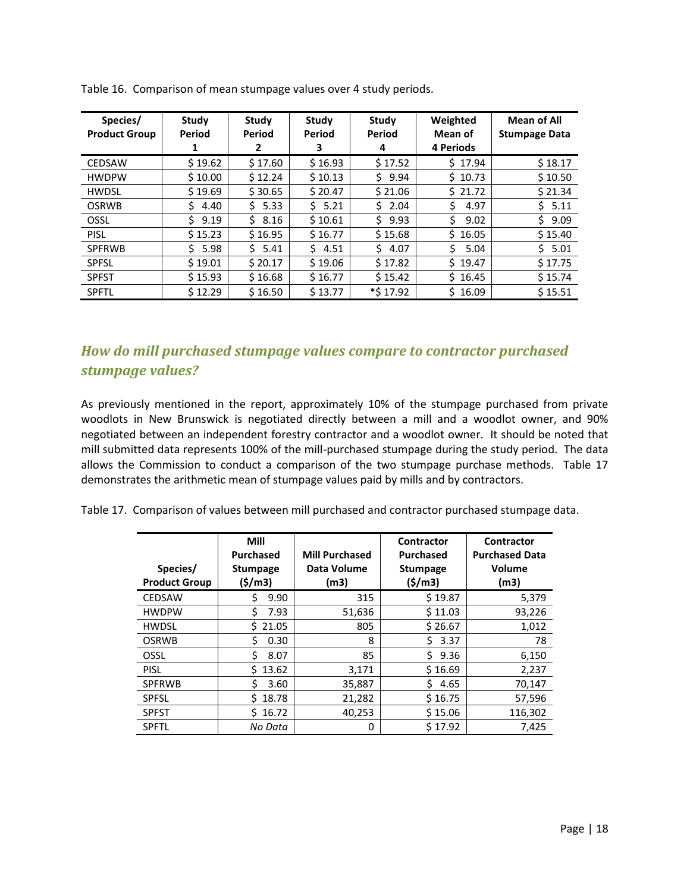Table 16. Comparison of mean stumpage values over 4 study periods.

| Species/ Product Group | Study Period 1 | Study Period 2 | Study Period 3 | Study Period 4 | Weighted Mean of 4 Periods | Mean of All Stumpage Data |
|---|---|---|---|---|---|---|
| CEDSAW | $ 19.62 | $ 17.60 | $ 16.93 | $ 17.52 | $ 17.94 | $ 18.17 |
| HWDPW | $ 10.00 | $ 12.24 | $ 10.13 | $ 9.94 | $ 10.73 | $ 10.50 |
| HWDSL | $ 19.69 | $ 30.65 | $ 20.47 | $ 21.06 | $ 21.72 | $ 21.34 |
| OSRWB | $ 4.40 | $ 5.33 | $ 5.21 | $ 2.04 | $ 4.97 | $ 5.11 |
| OSSL | $ 9.19 | $ 8.16 | $ 10.61 | $ 9.93 | $ 9.02 | $ 9.09 |
| PISL | $ 15.23 | $ 16.95 | $ 16.77 | $ 15.68 | $ 16.05 | $ 15.40 |
| SPFRWB | $ 5.98 | $ 5.41 | $ 4.51 | $ 4.07 | $ 5.04 | $ 5.01 |
| SPFSL | $ 19.01 | $ 20.17 | $ 19.06 | $ 17.82 | $ 19.47 | $ 17.75 |
| SPFST | $ 15.93 | $ 16.68 | $ 16.77 | $ 15.42 | $ 16.45 | $ 15.74 |
| SPFTL | $ 12.29 | $ 16.50 | $ 13.77 | *$ 17.92 | $ 16.09 | $ 15.51 |

## *How do mill purchased stumpage values compare to contractor purchased stumpage values?*

As previously mentioned in the report, approximately 10% of the stumpage purchased from private woodlots in New Brunswick is negotiated directly between a mill and a woodlot owner, and 90% negotiated between an independent forestry contractor and a woodlot owner. It should be noted that mill submitted data represents 100% of the mill-purchased stumpage during the study period. The data allows the Commission to conduct a comparison of the two stumpage purchase methods. Table 17 demonstrates the arithmetic mean of stumpage values paid by mills and by contractors.

Table 17. Comparison of values between mill purchased and contractor purchased stumpage data.

| Species/ Product Group | Mill Purchased Stumpage ($/m3) | Mill Purchased Data Volume (m3) | Contractor Purchased Stumpage ($/m3) | Contractor Purchased Data Volume (m3) |
|---|---|---|---|---|
| CEDSAW | $ 9.90 | 315 | $ 19.87 | 5,379 |
| HWDPW | $ 7.93 | 51,636 | $ 11.03 | 93,226 |
| HWDSL | $ 21.05 | 805 | $ 26.67 | 1,012 |
| OSRWB | $ 0.30 | 8 | $ 3.37 | 78 |
| OSSL | $ 8.07 | 85 | $ 9.36 | 6,150 |
| PISL | $ 13.62 | 3,171 | $ 16.69 | 2,237 |
| SPFRWB | $ 3.60 | 35,887 | $ 4.65 | 70,147 |
| SPFSL | $ 18.78 | 21,282 | $ 16.75 | 57,596 |
| SPFST | $ 16.72 | 40,253 | $ 15.06 | 116,302 |
| SPFTL | *No Data* | 0 | $ 17.92 | 7,425 |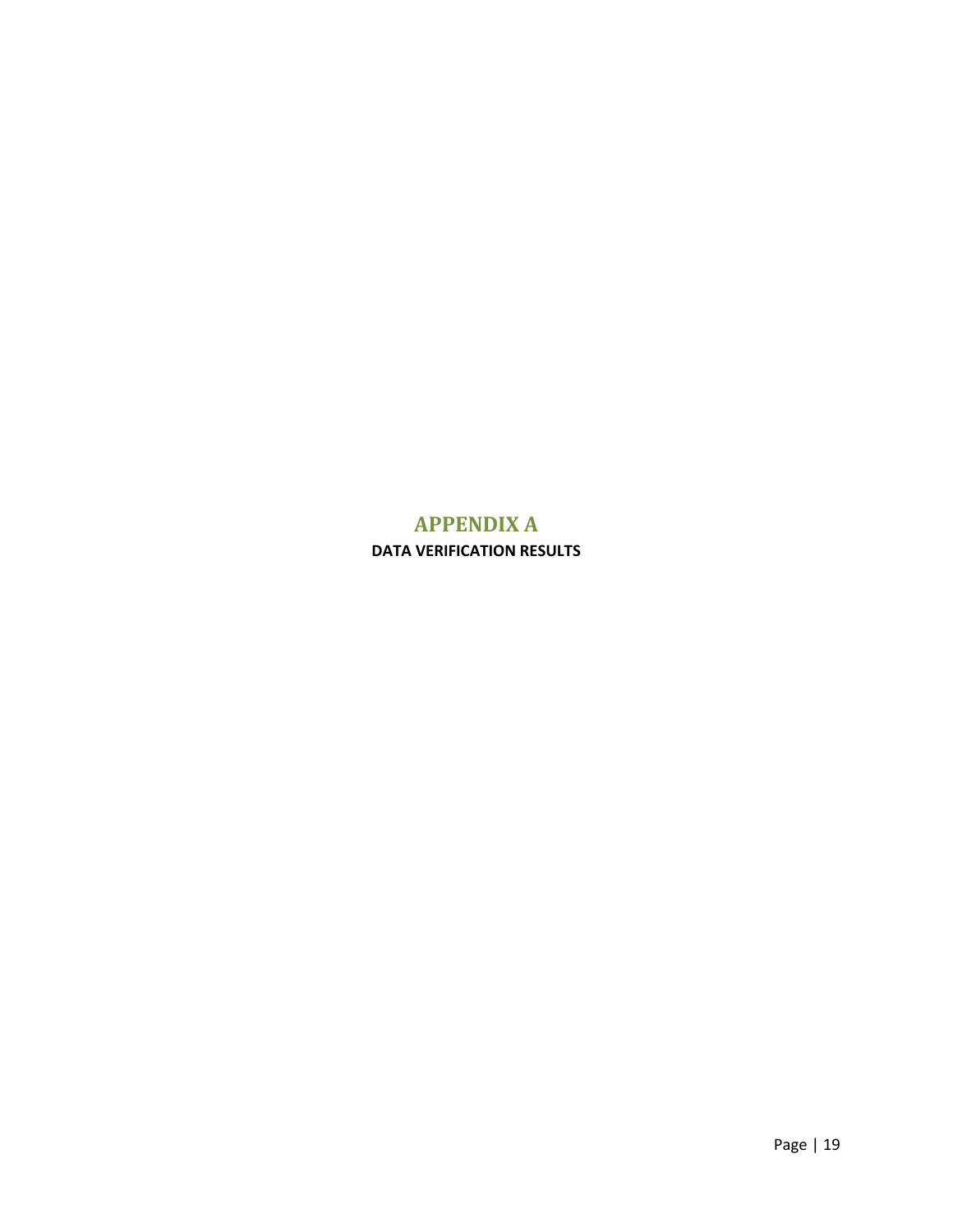# APPENDIX A

**DATA VERIFICATION RESULTS**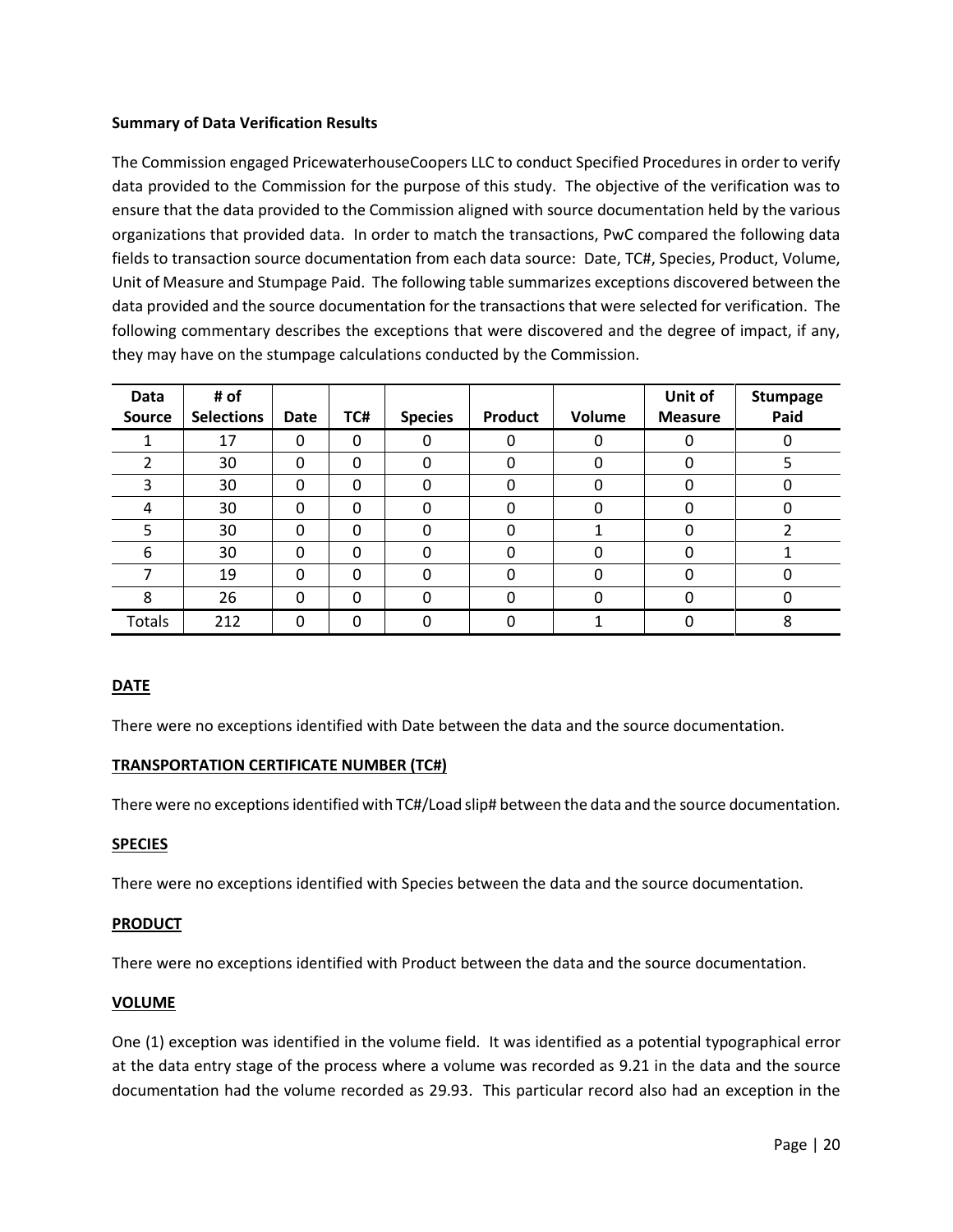**Summary of Data Verification Results**

The Commission engaged PricewaterhouseCoopers LLC to conduct Specified Procedures in order to verify data provided to the Commission for the purpose of this study. The objective of the verification was to ensure that the data provided to the Commission aligned with source documentation held by the various organizations that provided data. In order to match the transactions, PwC compared the following data fields to transaction source documentation from each data source: Date, TC#, Species, Product, Volume, Unit of Measure and Stumpage Paid. The following table summarizes exceptions discovered between the data provided and the source documentation for the transactions that were selected for verification. The following commentary describes the exceptions that were discovered and the degree of impact, if any, they may have on the stumpage calculations conducted by the Commission.

| Data Source | # of Selections | Date | TC# | Species | Product | Volume | Unit of Measure | Stumpage Paid |
|---|---|---|---|---|---|---|---|---|
| 1 | 17 | 0 | 0 | 0 | 0 | 0 | 0 | 0 |
| 2 | 30 | 0 | 0 | 0 | 0 | 0 | 0 | 5 |
| 3 | 30 | 0 | 0 | 0 | 0 | 0 | 0 | 0 |
| 4 | 30 | 0 | 0 | 0 | 0 | 0 | 0 | 0 |
| 5 | 30 | 0 | 0 | 0 | 0 | 1 | 0 | 2 |
| 6 | 30 | 0 | 0 | 0 | 0 | 0 | 0 | 1 |
| 7 | 19 | 0 | 0 | 0 | 0 | 0 | 0 | 0 |
| 8 | 26 | 0 | 0 | 0 | 0 | 0 | 0 | 0 |
| Totals | 212 | 0 | 0 | 0 | 0 | 1 | 0 | 8 |

**DATE**

There were no exceptions identified with Date between the data and the source documentation.

**TRANSPORTATION CERTIFICATE NUMBER (TC#)**

There were no exceptions identified with TC#/Load slip# between the data and the source documentation.

**SPECIES**

There were no exceptions identified with Species between the data and the source documentation.

**PRODUCT**

There were no exceptions identified with Product between the data and the source documentation.

**VOLUME**

One (1) exception was identified in the volume field. It was identified as a potential typographical error at the data entry stage of the process where a volume was recorded as 9.21 in the data and the source documentation had the volume recorded as 29.93. This particular record also had an exception in the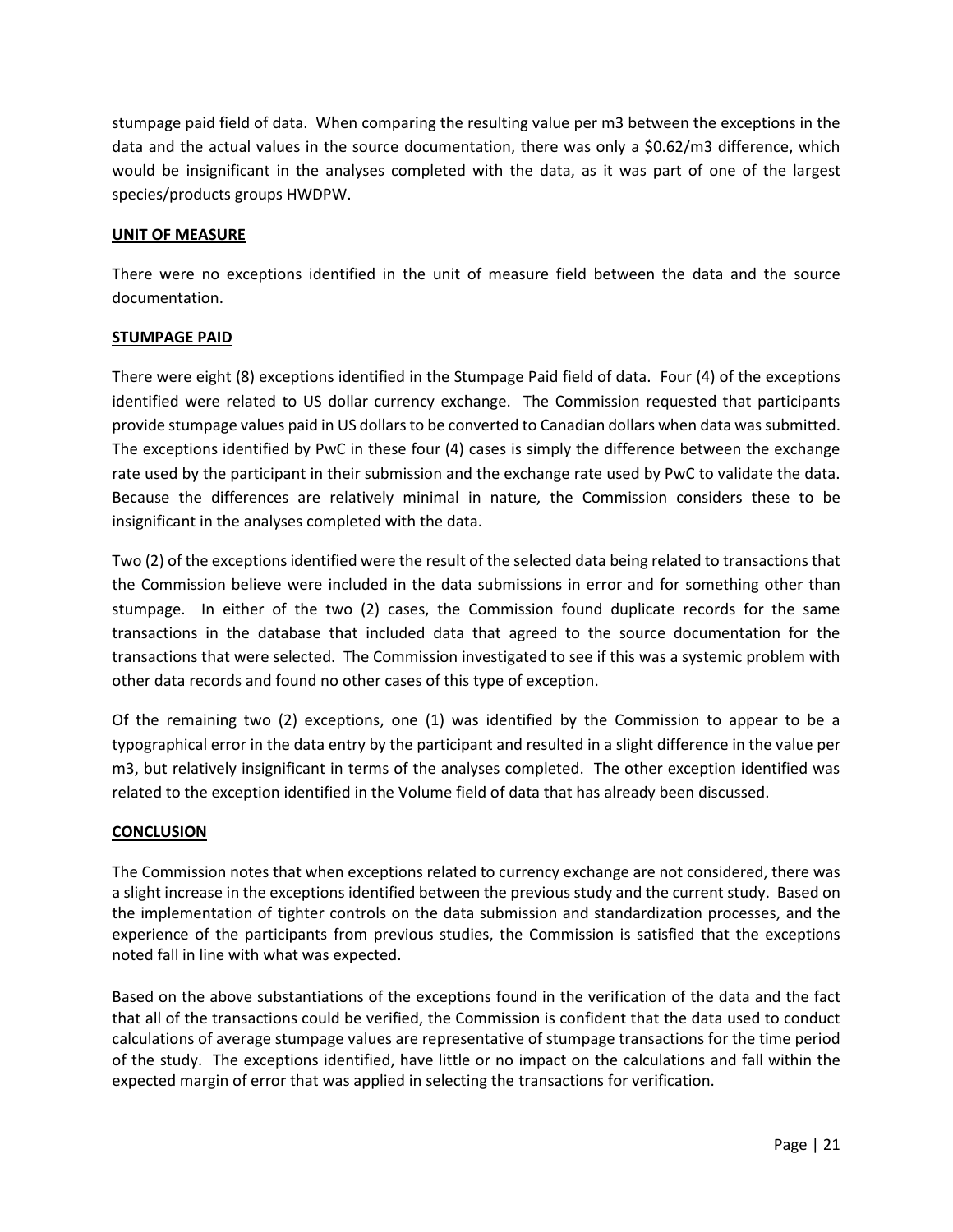stumpage paid field of data. When comparing the resulting value per m3 between the exceptions in the data and the actual values in the source documentation, there was only a $0.62/m3 difference, which would be insignificant in the analyses completed with the data, as it was part of one of the largest species/products groups HWDPW.

**UNIT OF MEASURE**

There were no exceptions identified in the unit of measure field between the data and the source documentation.

**STUMPAGE PAID**

There were eight (8) exceptions identified in the Stumpage Paid field of data. Four (4) of the exceptions identified were related to US dollar currency exchange. The Commission requested that participants provide stumpage values paid in US dollars to be converted to Canadian dollars when data was submitted. The exceptions identified by PwC in these four (4) cases is simply the difference between the exchange rate used by the participant in their submission and the exchange rate used by PwC to validate the data. Because the differences are relatively minimal in nature, the Commission considers these to be insignificant in the analyses completed with the data.

Two (2) of the exceptions identified were the result of the selected data being related to transactions that the Commission believe were included in the data submissions in error and for something other than stumpage. In either of the two (2) cases, the Commission found duplicate records for the same transactions in the database that included data that agreed to the source documentation for the transactions that were selected. The Commission investigated to see if this was a systemic problem with other data records and found no other cases of this type of exception.

Of the remaining two (2) exceptions, one (1) was identified by the Commission to appear to be a typographical error in the data entry by the participant and resulted in a slight difference in the value per m3, but relatively insignificant in terms of the analyses completed. The other exception identified was related to the exception identified in the Volume field of data that has already been discussed.

**CONCLUSION**

The Commission notes that when exceptions related to currency exchange are not considered, there was a slight increase in the exceptions identified between the previous study and the current study. Based on the implementation of tighter controls on the data submission and standardization processes, and the experience of the participants from previous studies, the Commission is satisfied that the exceptions noted fall in line with what was expected.

Based on the above substantiations of the exceptions found in the verification of the data and the fact that all of the transactions could be verified, the Commission is confident that the data used to conduct calculations of average stumpage values are representative of stumpage transactions for the time period of the study. The exceptions identified, have little or no impact on the calculations and fall within the expected margin of error that was applied in selecting the transactions for verification.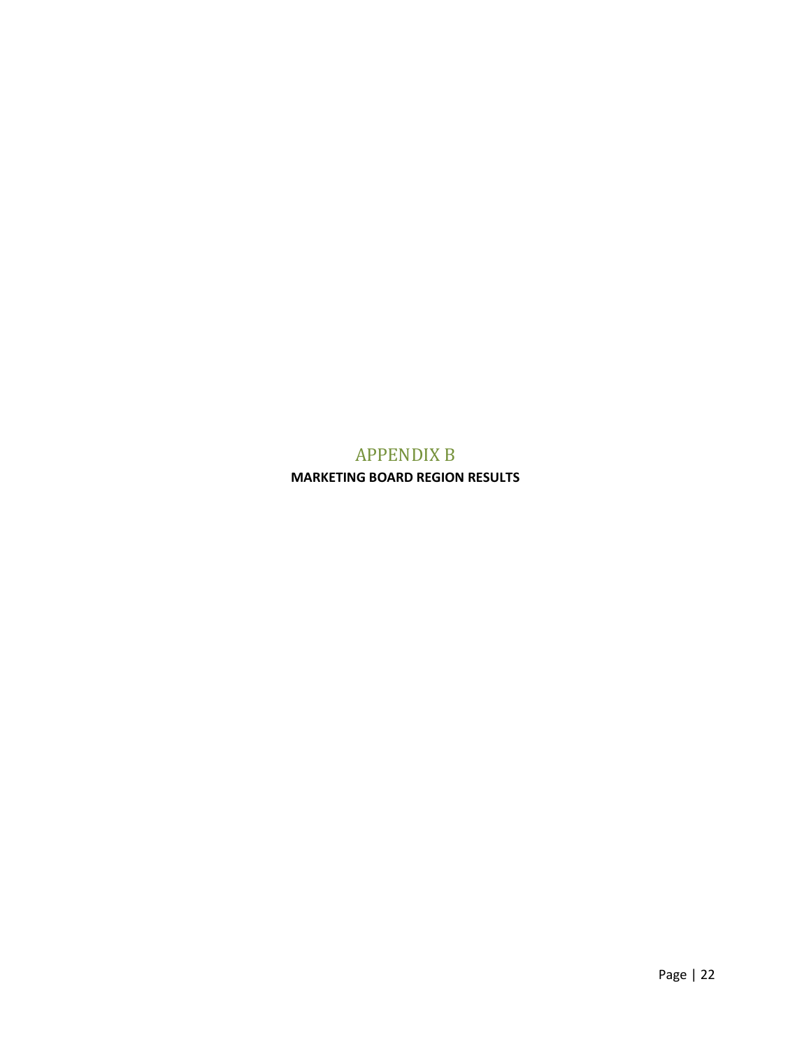# APPENDIX B

**MARKETING BOARD REGION RESULTS**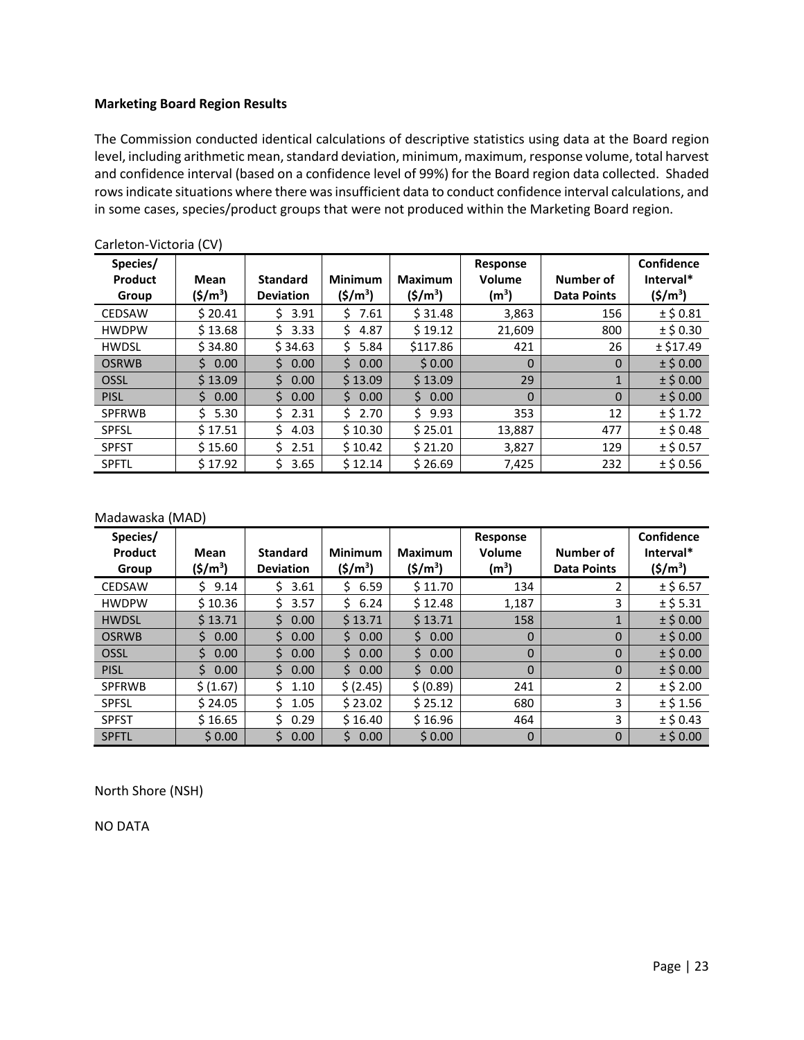**Marketing Board Region Results**

The Commission conducted identical calculations of descriptive statistics using data at the Board region level, including arithmetic mean, standard deviation, minimum, maximum, response volume, total harvest and confidence interval (based on a confidence level of 99%) for the Board region data collected. Shaded rows indicate situations where there was insufficient data to conduct confidence interval calculations, and in some cases, species/product groups that were not produced within the Marketing Board region.

Carleton-Victoria (CV)

| Species/ Product Group | Mean ($/m³) | Standard Deviation | Minimum ($/m³) | Maximum ($/m³) | Response Volume (m³) | Number of Data Points | Confidence Interval* ($/m³) |
|---|---|---|---|---|---|---|---|
| CEDSAW | $ 20.41 | $ 3.91 | $ 7.61 | $ 31.48 | 3,863 | 156 | ± $ 0.81 |
| HWDPW | $ 13.68 | $ 3.33 | $ 4.87 | $ 19.12 | 21,609 | 800 | ± $ 0.30 |
| HWDSL | $ 34.80 | $ 34.63 | $ 5.84 | $117.86 | 421 | 26 | ± $17.49 |
| OSRWB | $ 0.00 | $ 0.00 | $ 0.00 | $ 0.00 | 0 | 0 | ± $ 0.00 |
| OSSL | $ 13.09 | $ 0.00 | $ 13.09 | $ 13.09 | 29 | 1 | ± $ 0.00 |
| PISL | $ 0.00 | $ 0.00 | $ 0.00 | $ 0.00 | 0 | 0 | ± $ 0.00 |
| SPFRWB | $ 5.30 | $ 2.31 | $ 2.70 | $ 9.93 | 353 | 12 | ± $ 1.72 |
| SPFSL | $ 17.51 | $ 4.03 | $ 10.30 | $ 25.01 | 13,887 | 477 | ± $ 0.48 |
| SPFST | $ 15.60 | $ 2.51 | $ 10.42 | $ 21.20 | 3,827 | 129 | ± $ 0.57 |
| SPFTL | $ 17.92 | $ 3.65 | $ 12.14 | $ 26.69 | 7,425 | 232 | ± $ 0.56 |

Madawaska (MAD)

| Species/ Product Group | Mean ($/m³) | Standard Deviation | Minimum ($/m³) | Maximum ($/m³) | Response Volume (m³) | Number of Data Points | Confidence Interval* ($/m³) |
|---|---|---|---|---|---|---|---|
| CEDSAW | $ 9.14 | $ 3.61 | $ 6.59 | $ 11.70 | 134 | 2 | ± $ 6.57 |
| HWDPW | $ 10.36 | $ 3.57 | $ 6.24 | $ 12.48 | 1,187 | 3 | ± $ 5.31 |
| HWDSL | $ 13.71 | $ 0.00 | $ 13.71 | $ 13.71 | 158 | 1 | ± $ 0.00 |
| OSRWB | $ 0.00 | $ 0.00 | $ 0.00 | $ 0.00 | 0 | 0 | ± $ 0.00 |
| OSSL | $ 0.00 | $ 0.00 | $ 0.00 | $ 0.00 | 0 | 0 | ± $ 0.00 |
| PISL | $ 0.00 | $ 0.00 | $ 0.00 | $ 0.00 | 0 | 0 | ± $ 0.00 |
| SPFRWB | $ (1.67) | $ 1.10 | $ (2.45) | $ (0.89) | 241 | 2 | ± $ 2.00 |
| SPFSL | $ 24.05 | $ 1.05 | $ 23.02 | $ 25.12 | 680 | 3 | ± $ 1.56 |
| SPFST | $ 16.65 | $ 0.29 | $ 16.40 | $ 16.96 | 464 | 3 | ± $ 0.43 |
| SPFTL | $ 0.00 | $ 0.00 | $ 0.00 | $ 0.00 | 0 | 0 | ± $ 0.00 |

North Shore (NSH)

NO DATA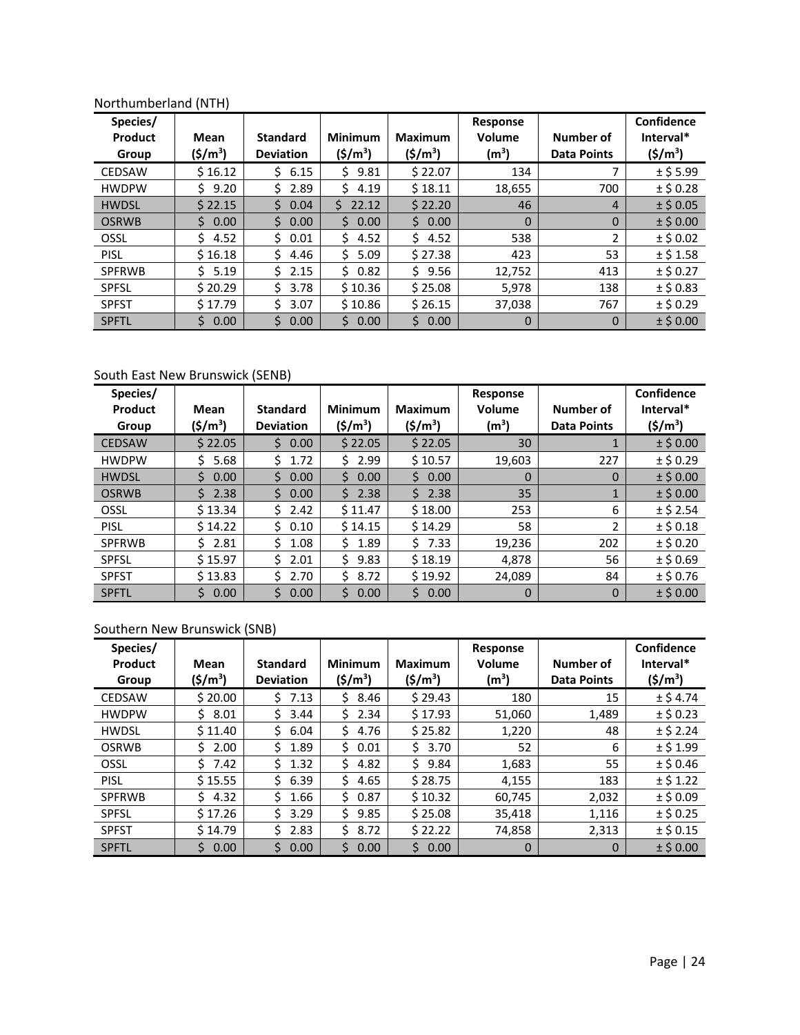Northumberland (NTH)

| Species/ Product Group | Mean ($/m$^3$) | Standard Deviation | Minimum ($/m$^3$) | Maximum ($/m$^3$) | Response Volume (m$^3$) | Number of Data Points | Confidence Interval* ($/m$^3$) |
|---|---|---|---|---|---|---|---|
| CEDSAW | $ 16.12 | $ 6.15 | $ 9.81 | $ 22.07 | 134 | 7 | ± $ 5.99 |
| HWDPW | $ 9.20 | $ 2.89 | $ 4.19 | $ 18.11 | 18,655 | 700 | ± $ 0.28 |
| HWDSL | $ 22.15 | $ 0.04 | $ 22.12 | $ 22.20 | 46 | 4 | ± $ 0.05 |
| OSRWB | $ 0.00 | $ 0.00 | $ 0.00 | $ 0.00 | 0 | 0 | ± $ 0.00 |
| OSSL | $ 4.52 | $ 0.01 | $ 4.52 | $ 4.52 | 538 | 2 | ± $ 0.02 |
| PISL | $ 16.18 | $ 4.46 | $ 5.09 | $ 27.38 | 423 | 53 | ± $ 1.58 |
| SPFRWB | $ 5.19 | $ 2.15 | $ 0.82 | $ 9.56 | 12,752 | 413 | ± $ 0.27 |
| SPFSL | $ 20.29 | $ 3.78 | $ 10.36 | $ 25.08 | 5,978 | 138 | ± $ 0.83 |
| SPFST | $ 17.79 | $ 3.07 | $ 10.86 | $ 26.15 | 37,038 | 767 | ± $ 0.29 |
| SPFTL | $ 0.00 | $ 0.00 | $ 0.00 | $ 0.00 | 0 | 0 | ± $ 0.00 |

South East New Brunswick (SENB)

| Species/ Product Group | Mean ($/m$^3$) | Standard Deviation | Minimum ($/m$^3$) | Maximum ($/m$^3$) | Response Volume (m$^3$) | Number of Data Points | Confidence Interval* ($/m$^3$) |
|---|---|---|---|---|---|---|---|
| CEDSAW | $ 22.05 | $ 0.00 | $ 22.05 | $ 22.05 | 30 | 1 | ± $ 0.00 |
| HWDPW | $ 5.68 | $ 1.72 | $ 2.99 | $ 10.57 | 19,603 | 227 | ± $ 0.29 |
| HWDSL | $ 0.00 | $ 0.00 | $ 0.00 | $ 0.00 | 0 | 0 | ± $ 0.00 |
| OSRWB | $ 2.38 | $ 0.00 | $ 2.38 | $ 2.38 | 35 | 1 | ± $ 0.00 |
| OSSL | $ 13.34 | $ 2.42 | $ 11.47 | $ 18.00 | 253 | 6 | ± $ 2.54 |
| PISL | $ 14.22 | $ 0.10 | $ 14.15 | $ 14.29 | 58 | 2 | ± $ 0.18 |
| SPFRWB | $ 2.81 | $ 1.08 | $ 1.89 | $ 7.33 | 19,236 | 202 | ± $ 0.20 |
| SPFSL | $ 15.97 | $ 2.01 | $ 9.83 | $ 18.19 | 4,878 | 56 | ± $ 0.69 |
| SPFST | $ 13.83 | $ 2.70 | $ 8.72 | $ 19.92 | 24,089 | 84 | ± $ 0.76 |
| SPFTL | $ 0.00 | $ 0.00 | $ 0.00 | $ 0.00 | 0 | 0 | ± $ 0.00 |

Southern New Brunswick (SNB)

| Species/ Product Group | Mean ($/m$^3$) | Standard Deviation | Minimum ($/m$^3$) | Maximum ($/m$^3$) | Response Volume (m$^3$) | Number of Data Points | Confidence Interval* ($/m$^3$) |
|---|---|---|---|---|---|---|---|
| CEDSAW | $ 20.00 | $ 7.13 | $ 8.46 | $ 29.43 | 180 | 15 | ± $ 4.74 |
| HWDPW | $ 8.01 | $ 3.44 | $ 2.34 | $ 17.93 | 51,060 | 1,489 | ± $ 0.23 |
| HWDSL | $ 11.40 | $ 6.04 | $ 4.76 | $ 25.82 | 1,220 | 48 | ± $ 2.24 |
| OSRWB | $ 2.00 | $ 1.89 | $ 0.01 | $ 3.70 | 52 | 6 | ± $ 1.99 |
| OSSL | $ 7.42 | $ 1.32 | $ 4.82 | $ 9.84 | 1,683 | 55 | ± $ 0.46 |
| PISL | $ 15.55 | $ 6.39 | $ 4.65 | $ 28.75 | 4,155 | 183 | ± $ 1.22 |
| SPFRWB | $ 4.32 | $ 1.66 | $ 0.87 | $ 10.32 | 60,745 | 2,032 | ± $ 0.09 |
| SPFSL | $ 17.26 | $ 3.29 | $ 9.85 | $ 25.08 | 35,418 | 1,116 | ± $ 0.25 |
| SPFST | $ 14.79 | $ 2.83 | $ 8.72 | $ 22.22 | 74,858 | 2,313 | ± $ 0.15 |
| SPFTL | $ 0.00 | $ 0.00 | $ 0.00 | $ 0.00 | 0 | 0 | ± $ 0.00 |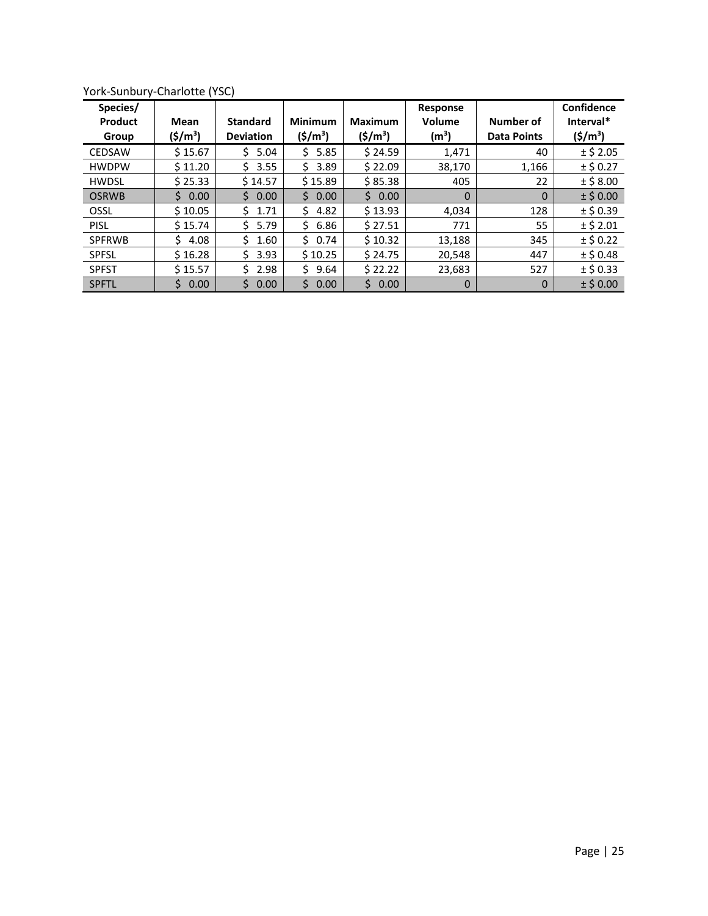York-Sunbury-Charlotte (YSC)

| Species/ Product Group | Mean ($\$/m^3$) | Standard Deviation | Minimum ($\$/m^3$) | Maximum ($\$/m^3$) | Response Volume ($m^3$) | Number of Data Points | Confidence Interval* ($\$/m^3$) |
|---|---|---|---|---|---|---|---|
| CEDSAW | $ 15.67 | $ 5.04 | $ 5.85 | $ 24.59 | 1,471 | 40 | ± $ 2.05 |
| HWDPW | $ 11.20 | $ 3.55 | $ 3.89 | $ 22.09 | 38,170 | 1,166 | ± $ 0.27 |
| HWDSL | $ 25.33 | $ 14.57 | $ 15.89 | $ 85.38 | 405 | 22 | ± $ 8.00 |
| OSRWB | $ 0.00 | $ 0.00 | $ 0.00 | $ 0.00 | 0 | 0 | ± $ 0.00 |
| OSSL | $ 10.05 | $ 1.71 | $ 4.82 | $ 13.93 | 4,034 | 128 | ± $ 0.39 |
| PISL | $ 15.74 | $ 5.79 | $ 6.86 | $ 27.51 | 771 | 55 | ± $ 2.01 |
| SPFRWB | $ 4.08 | $ 1.60 | $ 0.74 | $ 10.32 | 13,188 | 345 | ± $ 0.22 |
| SPFSL | $ 16.28 | $ 3.93 | $ 10.25 | $ 24.75 | 20,548 | 447 | ± $ 0.48 |
| SPFST | $ 15.57 | $ 2.98 | $ 9.64 | $ 22.22 | 23,683 | 527 | ± $ 0.33 |
| SPFTL | $ 0.00 | $ 0.00 | $ 0.00 | $ 0.00 | 0 | 0 | ± $ 0.00 |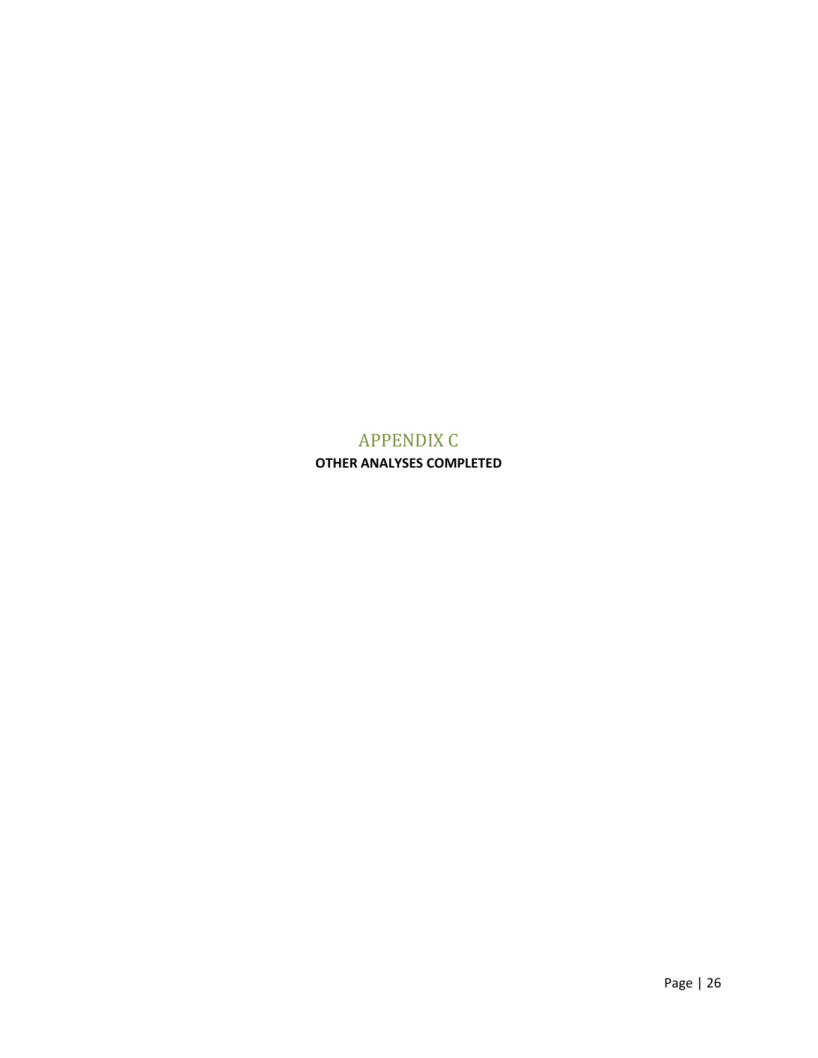# APPENDIX C

**OTHER ANALYSES COMPLETED**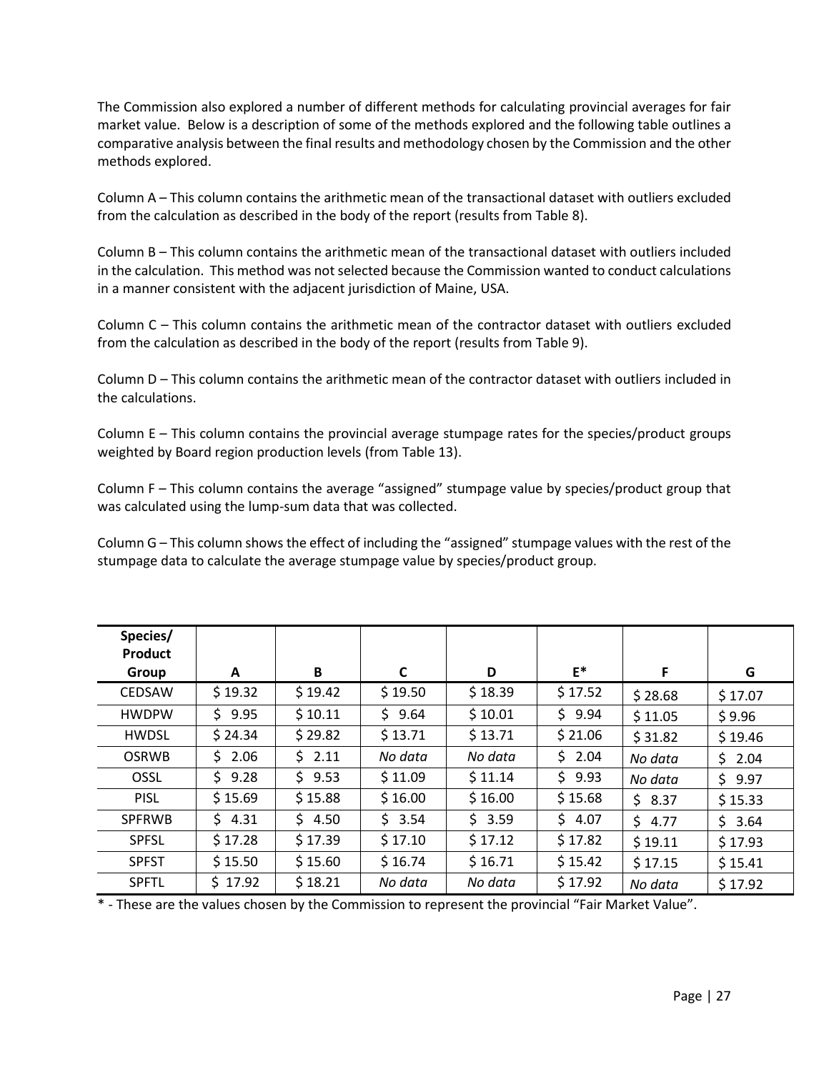The Commission also explored a number of different methods for calculating provincial averages for fair market value. Below is a description of some of the methods explored and the following table outlines a comparative analysis between the final results and methodology chosen by the Commission and the other methods explored.

Column A – This column contains the arithmetic mean of the transactional dataset with outliers excluded from the calculation as described in the body of the report (results from Table 8).

Column B – This column contains the arithmetic mean of the transactional dataset with outliers included in the calculation. This method was not selected because the Commission wanted to conduct calculations in a manner consistent with the adjacent jurisdiction of Maine, USA.

Column C – This column contains the arithmetic mean of the contractor dataset with outliers excluded from the calculation as described in the body of the report (results from Table 9).

Column D – This column contains the arithmetic mean of the contractor dataset with outliers included in the calculations.

Column E – This column contains the provincial average stumpage rates for the species/product groups weighted by Board region production levels (from Table 13).

Column F – This column contains the average "assigned" stumpage value by species/product group that was calculated using the lump-sum data that was collected.

Column G – This column shows the effect of including the "assigned" stumpage values with the rest of the stumpage data to calculate the average stumpage value by species/product group.

| Species/ Product Group | A | B | C | D | E* | F | G |
|---|---|---|---|---|---|---|---|
| CEDSAW | $ 19.32 | $ 19.42 | $ 19.50 | $ 18.39 | $ 17.52 | $ 28.68 | $ 17.07 |
| HWDPW | $ 9.95 | $ 10.11 | $ 9.64 | $ 10.01 | $ 9.94 | $ 11.05 | $ 9.96 |
| HWDSL | $ 24.34 | $ 29.82 | $ 13.71 | $ 13.71 | $ 21.06 | $ 31.82 | $ 19.46 |
| OSRWB | $ 2.06 | $ 2.11 | *No data* | *No data* | $ 2.04 | *No data* | $ 2.04 |
| OSSL | $ 9.28 | $ 9.53 | $ 11.09 | $ 11.14 | $ 9.93 | *No data* | $ 9.97 |
| PISL | $ 15.69 | $ 15.88 | $ 16.00 | $ 16.00 | $ 15.68 | $ 8.37 | $ 15.33 |
| SPFRWB | $ 4.31 | $ 4.50 | $ 3.54 | $ 3.59 | $ 4.07 | $ 4.77 | $ 3.64 |
| SPFSL | $ 17.28 | $ 17.39 | $ 17.10 | $ 17.12 | $ 17.82 | $ 19.11 | $ 17.93 |
| SPFST | $ 15.50 | $ 15.60 | $ 16.74 | $ 16.71 | $ 15.42 | $ 17.15 | $ 15.41 |
| SPFTL | $ 17.92 | $ 18.21 | *No data* | *No data* | $ 17.92 | *No data* | $ 17.92 |

\* - These are the values chosen by the Commission to represent the provincial "Fair Market Value".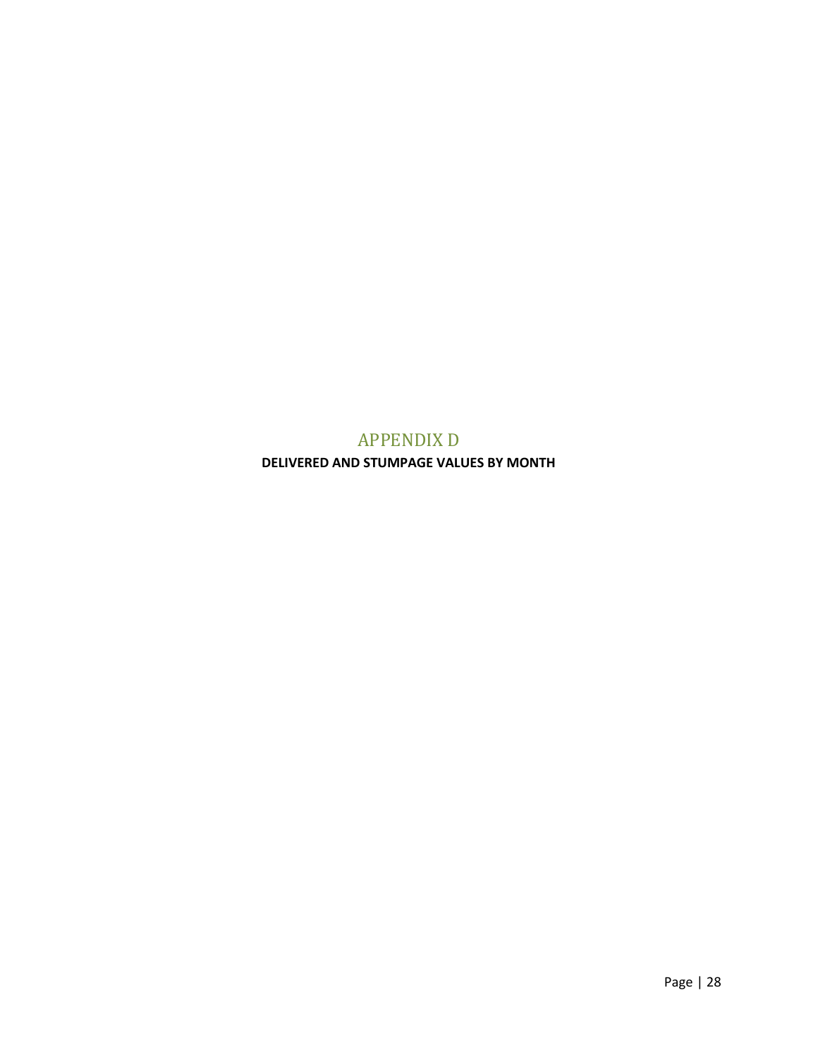# APPENDIX D

**DELIVERED AND STUMPAGE VALUES BY MONTH**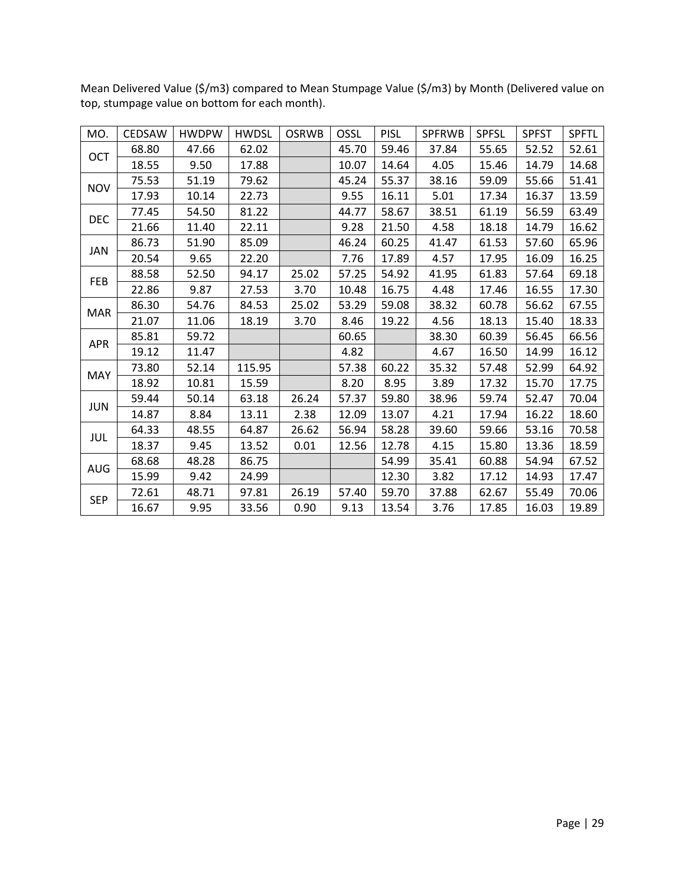Mean Delivered Value ($/m3) compared to Mean Stumpage Value ($/m3) by Month (Delivered value on top, stumpage value on bottom for each month).

| MO. | CEDSAW | HWDPW | HWDSL | OSRWB | OSSL | PISL | SPFRWB | SPFSL | SPFST | SPFTL |
|---|---|---|---|---|---|---|---|---|---|---|
| OCT | 68.80 | 47.66 | 62.02 | | 45.70 | 59.46 | 37.84 | 55.65 | 52.52 | 52.61 |
| | 18.55 | 9.50 | 17.88 | | 10.07 | 14.64 | 4.05 | 15.46 | 14.79 | 14.68 |
| NOV | 75.53 | 51.19 | 79.62 | | 45.24 | 55.37 | 38.16 | 59.09 | 55.66 | 51.41 |
| | 17.93 | 10.14 | 22.73 | | 9.55 | 16.11 | 5.01 | 17.34 | 16.37 | 13.59 |
| DEC | 77.45 | 54.50 | 81.22 | | 44.77 | 58.67 | 38.51 | 61.19 | 56.59 | 63.49 |
| | 21.66 | 11.40 | 22.11 | | 9.28 | 21.50 | 4.58 | 18.18 | 14.79 | 16.62 |
| JAN | 86.73 | 51.90 | 85.09 | | 46.24 | 60.25 | 41.47 | 61.53 | 57.60 | 65.96 |
| | 20.54 | 9.65 | 22.20 | | 7.76 | 17.89 | 4.57 | 17.95 | 16.09 | 16.25 |
| FEB | 88.58 | 52.50 | 94.17 | 25.02 | 57.25 | 54.92 | 41.95 | 61.83 | 57.64 | 69.18 |
| | 22.86 | 9.87 | 27.53 | 3.70 | 10.48 | 16.75 | 4.48 | 17.46 | 16.55 | 17.30 |
| MAR | 86.30 | 54.76 | 84.53 | 25.02 | 53.29 | 59.08 | 38.32 | 60.78 | 56.62 | 67.55 |
| | 21.07 | 11.06 | 18.19 | 3.70 | 8.46 | 19.22 | 4.56 | 18.13 | 15.40 | 18.33 |
| APR | 85.81 | 59.72 | | | 60.65 | | 38.30 | 60.39 | 56.45 | 66.56 |
| | 19.12 | 11.47 | | | 4.82 | | 4.67 | 16.50 | 14.99 | 16.12 |
| MAY | 73.80 | 52.14 | 115.95 | | 57.38 | 60.22 | 35.32 | 57.48 | 52.99 | 64.92 |
| | 18.92 | 10.81 | 15.59 | | 8.20 | 8.95 | 3.89 | 17.32 | 15.70 | 17.75 |
| JUN | 59.44 | 50.14 | 63.18 | 26.24 | 57.37 | 59.80 | 38.96 | 59.74 | 52.47 | 70.04 |
| | 14.87 | 8.84 | 13.11 | 2.38 | 12.09 | 13.07 | 4.21 | 17.94 | 16.22 | 18.60 |
| JUL | 64.33 | 48.55 | 64.87 | 26.62 | 56.94 | 58.28 | 39.60 | 59.66 | 53.16 | 70.58 |
| | 18.37 | 9.45 | 13.52 | 0.01 | 12.56 | 12.78 | 4.15 | 15.80 | 13.36 | 18.59 |
| AUG | 68.68 | 48.28 | 86.75 | | | 54.99 | 35.41 | 60.88 | 54.94 | 67.52 |
| | 15.99 | 9.42 | 24.99 | | | 12.30 | 3.82 | 17.12 | 14.93 | 17.47 |
| SEP | 72.61 | 48.71 | 97.81 | 26.19 | 57.40 | 59.70 | 37.88 | 62.67 | 55.49 | 70.06 |
| | 16.67 | 9.95 | 33.56 | 0.90 | 9.13 | 13.54 | 3.76 | 17.85 | 16.03 | 19.89 |